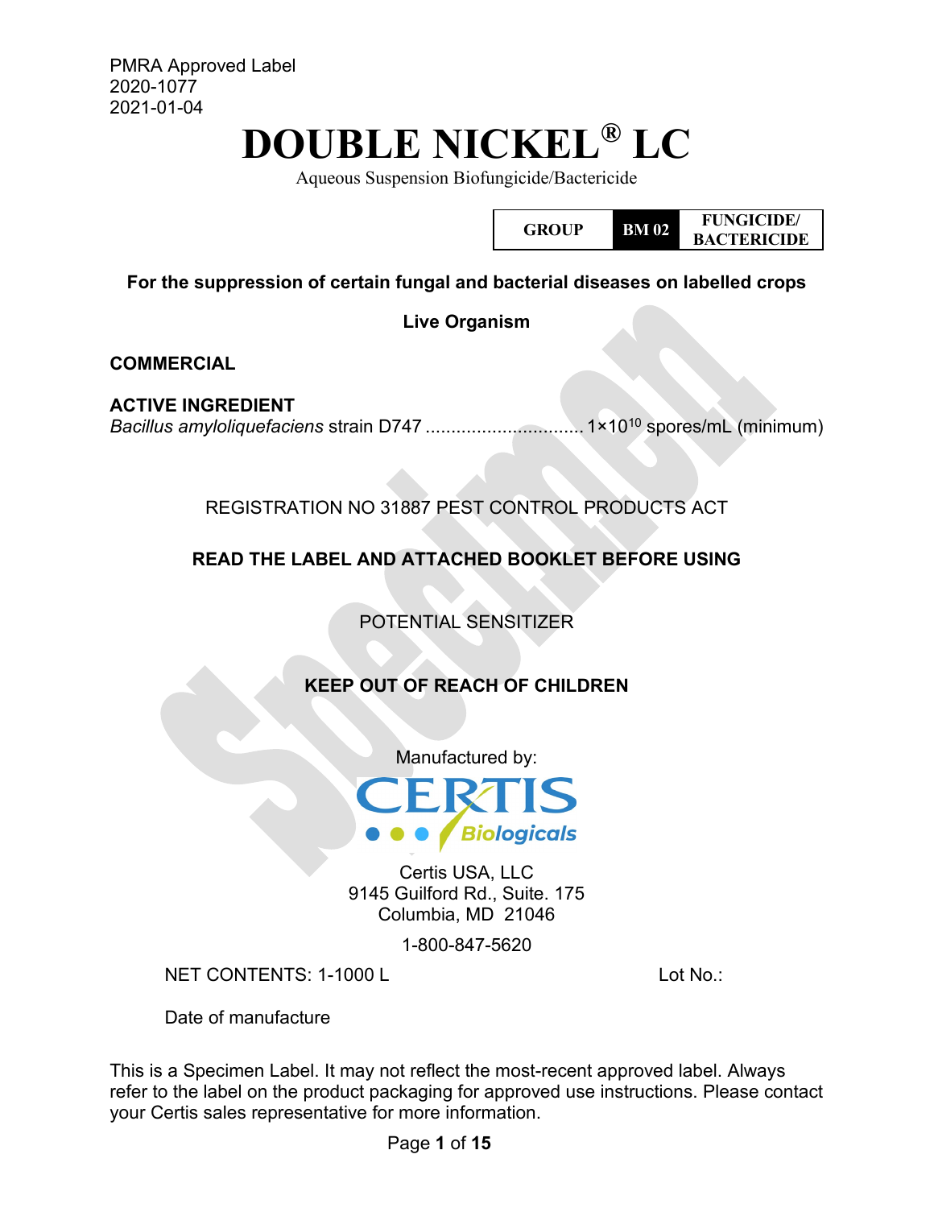PMRA Approved Label
2020-1077
2021-01-04

# DOUBLE NICKEL® LC

Aqueous Suspension Biofungicide/Bactericide

| GROUP | BM 02 | FUNGICIDE/ BACTERICIDE |
|---|---|---|

**For the suppression of certain fungal and bacterial diseases on labelled crops**

**Live Organism**

**COMMERCIAL**

**ACTIVE INGREDIENT**

*Bacillus amyloliquefaciens* strain D747 .............................. $1 \times 10^{10}$ spores/mL (minimum)

REGISTRATION NO 31887 PEST CONTROL PRODUCTS ACT

**READ THE LABEL AND ATTACHED BOOKLET BEFORE USING**

POTENTIAL SENSITIZER

**KEEP OUT OF REACH OF CHILDREN**

Manufactured by:

CERTIS Biologicals

Certis USA, LLC
9145 Guilford Rd., Suite. 175
Columbia, MD 21046

1-800-847-5620

NET CONTENTS: 1-1000 L

Lot No.:

Date of manufacture

This is a Specimen Label. It may not reflect the most-recent approved label. Always refer to the label on the product packaging for approved use instructions. Please contact your Certis sales representative for more information.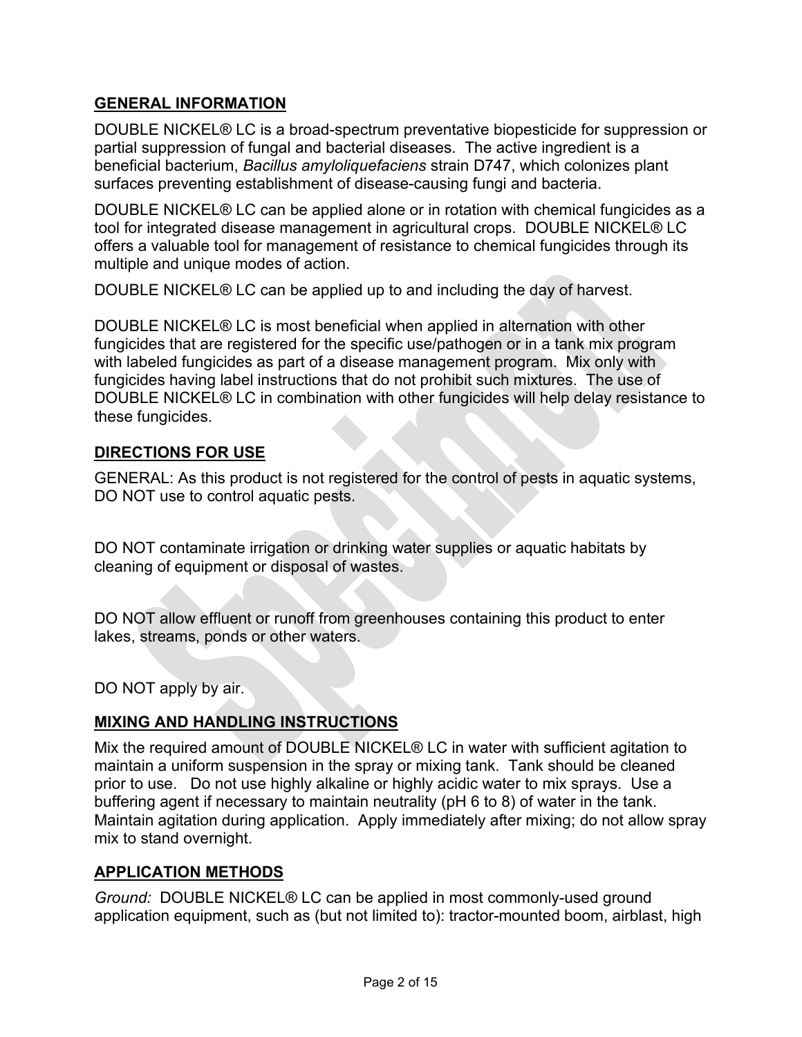## GENERAL INFORMATION

DOUBLE NICKEL® LC is a broad-spectrum preventative biopesticide for suppression or partial suppression of fungal and bacterial diseases. The active ingredient is a beneficial bacterium, *Bacillus amyloliquefaciens* strain D747, which colonizes plant surfaces preventing establishment of disease-causing fungi and bacteria.

DOUBLE NICKEL® LC can be applied alone or in rotation with chemical fungicides as a tool for integrated disease management in agricultural crops. DOUBLE NICKEL® LC offers a valuable tool for management of resistance to chemical fungicides through its multiple and unique modes of action.

DOUBLE NICKEL® LC can be applied up to and including the day of harvest.

DOUBLE NICKEL® LC is most beneficial when applied in alternation with other fungicides that are registered for the specific use/pathogen or in a tank mix program with labeled fungicides as part of a disease management program. Mix only with fungicides having label instructions that do not prohibit such mixtures. The use of DOUBLE NICKEL® LC in combination with other fungicides will help delay resistance to these fungicides.

## DIRECTIONS FOR USE

GENERAL: As this product is not registered for the control of pests in aquatic systems, DO NOT use to control aquatic pests.

DO NOT contaminate irrigation or drinking water supplies or aquatic habitats by cleaning of equipment or disposal of wastes.

DO NOT allow effluent or runoff from greenhouses containing this product to enter lakes, streams, ponds or other waters.

DO NOT apply by air.

## MIXING AND HANDLING INSTRUCTIONS

Mix the required amount of DOUBLE NICKEL® LC in water with sufficient agitation to maintain a uniform suspension in the spray or mixing tank. Tank should be cleaned prior to use. Do not use highly alkaline or highly acidic water to mix sprays. Use a buffering agent if necessary to maintain neutrality (pH 6 to 8) of water in the tank. Maintain agitation during application. Apply immediately after mixing; do not allow spray mix to stand overnight.

## APPLICATION METHODS

*Ground:* DOUBLE NICKEL® LC can be applied in most commonly-used ground application equipment, such as (but not limited to): tractor-mounted boom, airblast, high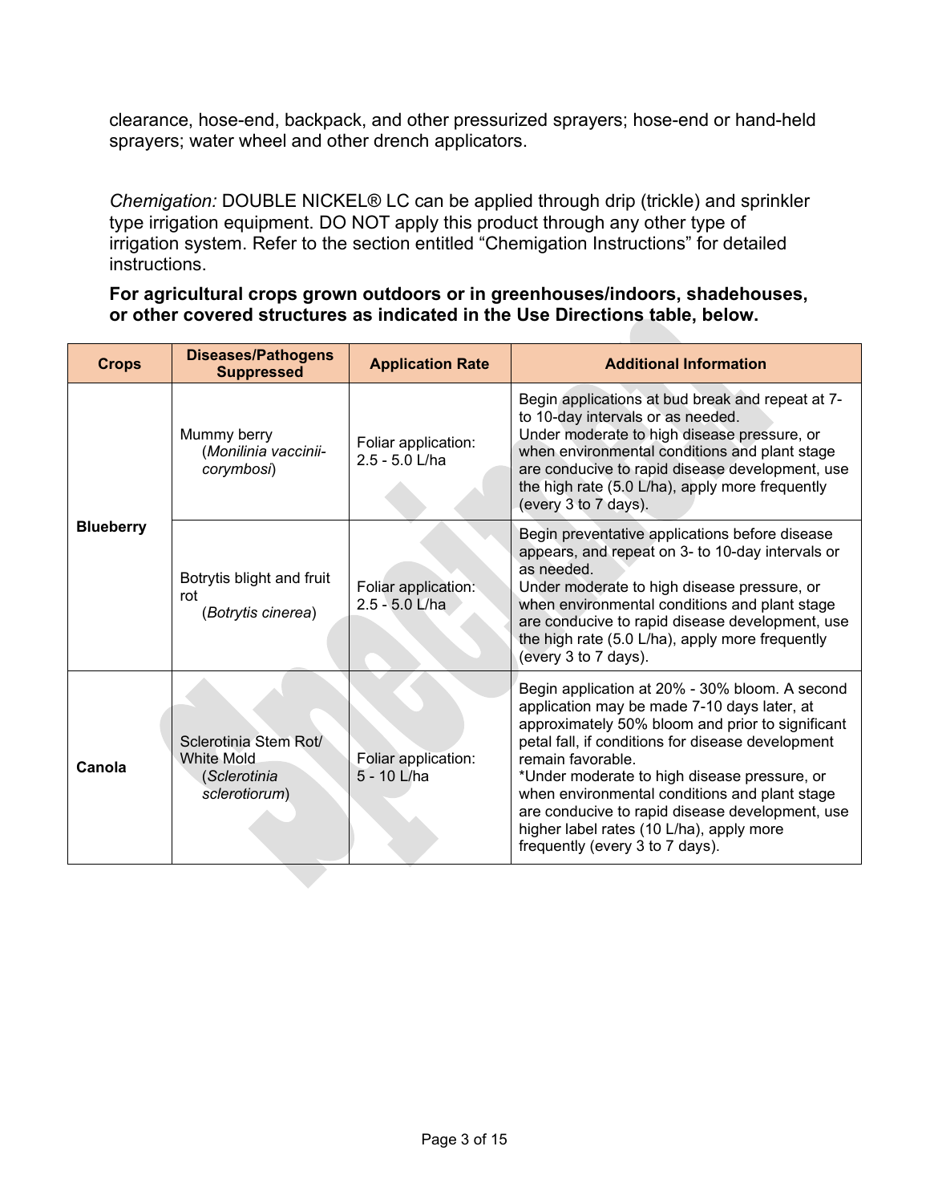clearance, hose-end, backpack, and other pressurized sprayers; hose-end or hand-held sprayers; water wheel and other drench applicators.

*Chemigation:* DOUBLE NICKEL® LC can be applied through drip (trickle) and sprinkler type irrigation equipment. DO NOT apply this product through any other type of irrigation system. Refer to the section entitled "Chemigation Instructions" for detailed instructions.

**For agricultural crops grown outdoors or in greenhouses/indoors, shadehouses, or other covered structures as indicated in the Use Directions table, below.**

| Crops | Diseases/Pathogens Suppressed | Application Rate | Additional Information |
|---|---|---|---|
| **Blueberry** | Mummy berry (*Monilinia vaccinii-corymbosi*) | Foliar application: 2.5 - 5.0 L/ha | Begin applications at bud break and repeat at 7- to 10-day intervals or as needed. Under moderate to high disease pressure, or when environmental conditions and plant stage are conducive to rapid disease development, use the high rate (5.0 L/ha), apply more frequently (every 3 to 7 days). |
| | Botrytis blight and fruit rot (*Botrytis cinerea*) | Foliar application: 2.5 - 5.0 L/ha | Begin preventative applications before disease appears, and repeat on 3- to 10-day intervals or as needed. Under moderate to high disease pressure, or when environmental conditions and plant stage are conducive to rapid disease development, use the high rate (5.0 L/ha), apply more frequently (every 3 to 7 days). |
| **Canola** | Sclerotinia Stem Rot/ White Mold (*Sclerotinia sclerotiorum*) | Foliar application: 5 - 10 L/ha | Begin application at 20% - 30% bloom. A second application may be made 7-10 days later, at approximately 50% bloom and prior to significant petal fall, if conditions for disease development remain favorable. *Under moderate to high disease pressure, or when environmental conditions and plant stage are conducive to rapid disease development, use higher label rates (10 L/ha), apply more frequently (every 3 to 7 days). |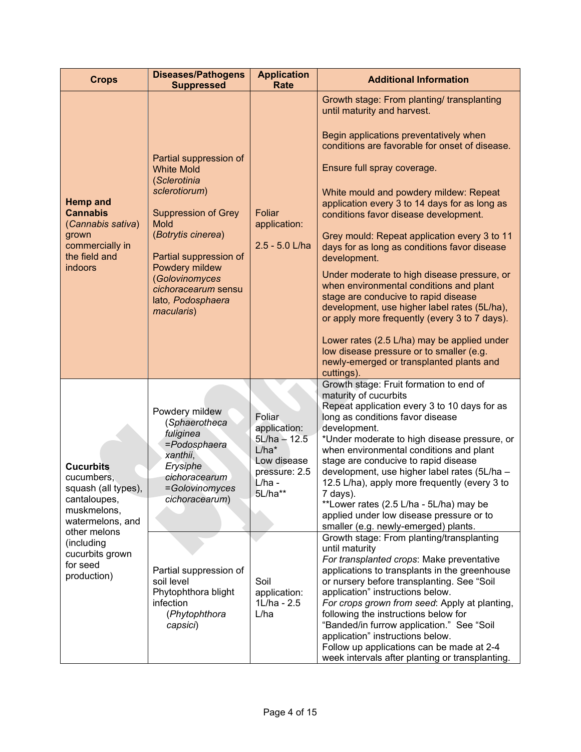| Crops | Diseases/Pathogens Suppressed | Application Rate | Additional Information |
|---|---|---|---|
| **Hemp and Cannabis** (*Cannabis sativa*) grown commercially in the field and indoors | Partial suppression of White Mold (*Sclerotinia sclerotiorum*)<br><br>Suppression of Grey Mold (*Botrytis cinerea*)<br><br>Partial suppression of Powdery mildew (*Golovinomyces cichoracearum* sensu lato, *Podosphaera macularis*) | Foliar application:<br><br>2.5 - 5.0 L/ha | Growth stage: From planting/ transplanting until maturity and harvest.<br><br>Begin applications preventatively when conditions are favorable for onset of disease.<br><br>Ensure full spray coverage.<br><br>White mould and powdery mildew: Repeat application every 3 to 14 days for as long as conditions favor disease development.<br><br>Grey mould: Repeat application every 3 to 11 days for as long as conditions favor disease development.<br><br>Under moderate to high disease pressure, or when environmental conditions and plant stage are conducive to rapid disease development, use higher label rates (5L/ha), or apply more frequently (every 3 to 7 days).<br><br>Lower rates (2.5 L/ha) may be applied under low disease pressure or to smaller (e.g. newly-emerged or transplanted plants and cuttings). |
| **Cucurbits** cucumbers, squash (all types), cantaloupes, muskmelons, watermelons, and other melons (including cucurbits grown for seed production) | Powdery mildew (*Sphaerotheca fuliginea =Podosphaera xanthii*, *Erysiphe cichoracearum =Golovinomyces cichoracearum*) | Foliar application: 5L/ha – 12.5 L/ha*<br>Low disease pressure: 2.5 L/ha - 5L/ha** | Growth stage: Fruit formation to end of maturity of cucurbits<br>Repeat application every 3 to 10 days for as long as conditions favor disease development.<br>*Under moderate to high disease pressure, or when environmental conditions and plant stage are conducive to rapid disease development, use higher label rates (5L/ha – 12.5 L/ha), apply more frequently (every 3 to 7 days).<br>**Lower rates (2.5 L/ha - 5L/ha) may be applied under low disease pressure or to smaller (e.g. newly-emerged) plants. |
| | Partial suppression of soil level Phytophthora blight infection (*Phytophthora capsici*) | Soil application: 1L/ha - 2.5 L/ha | Growth stage: From planting/transplanting until maturity<br>*For transplanted crops*: Make preventative applications to transplants in the greenhouse or nursery before transplanting. See "Soil application" instructions below.<br>*For crops grown from seed*: Apply at planting, following the instructions below for "Banded/in furrow application." See "Soil application" instructions below.<br>Follow up applications can be made at 2-4 week intervals after planting or transplanting. |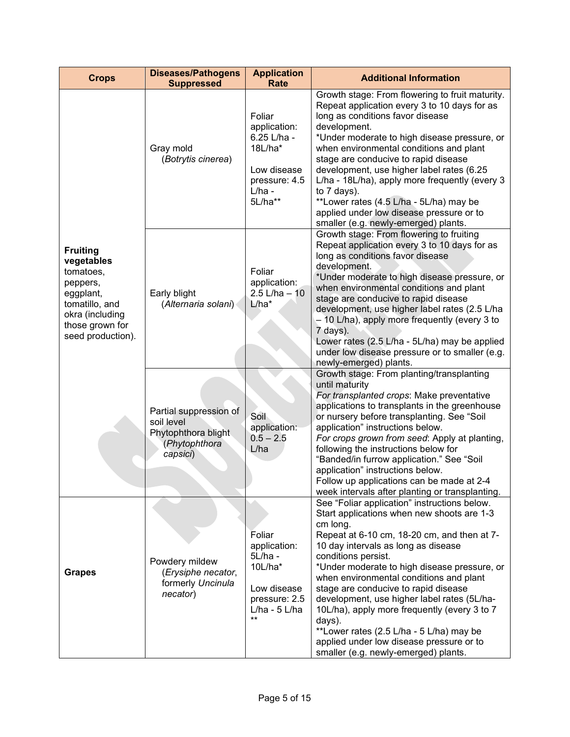| Crops | Diseases/Pathogens Suppressed | Application Rate | Additional Information |
|---|---|---|---|
| **Fruiting vegetables** tomatoes, peppers, eggplant, tomatillo, and okra (including those grown for seed production). | Gray mold (*Botrytis cinerea*) | Foliar application: 6.25 L/ha - 18L/ha*<br><br>Low disease pressure: 4.5 L/ha - 5L/ha** | Growth stage: From flowering to fruit maturity. Repeat application every 3 to 10 days for as long as conditions favor disease development.<br>*Under moderate to high disease pressure, or when environmental conditions and plant stage are conducive to rapid disease development, use higher label rates (6.25 L/ha - 18L/ha), apply more frequently (every 3 to 7 days).<br>**Lower rates (4.5 L/ha - 5L/ha) may be applied under low disease pressure or to smaller (e.g. newly-emerged) plants. |
| | Early blight (*Alternaria solani*) | Foliar application: 2.5 L/ha – 10 L/ha* | Growth stage: From flowering to fruiting<br>Repeat application every 3 to 10 days for as long as conditions favor disease development.<br>*Under moderate to high disease pressure, or when environmental conditions and plant stage are conducive to rapid disease development, use higher label rates (2.5 L/ha – 10 L/ha), apply more frequently (every 3 to 7 days).<br>Lower rates (2.5 L/ha - 5L/ha) may be applied under low disease pressure or to smaller (e.g. newly-emerged) plants. |
| | Partial suppression of soil level Phytophthora blight (*Phytophthora capsici*) | Soil application: 0.5 – 2.5 L/ha | Growth stage: From planting/transplanting until maturity<br>*For transplanted crops*: Make preventative applications to transplants in the greenhouse or nursery before transplanting. See "Soil application" instructions below.<br>*For crops grown from seed*: Apply at planting, following the instructions below for "Banded/in furrow application." See "Soil application" instructions below.<br>Follow up applications can be made at 2-4 week intervals after planting or transplanting. |
| **Grapes** | Powdery mildew (*Erysiphe necator*, formerly *Uncinula necator*) | Foliar application: 5L/ha - 10L/ha*<br><br>Low disease pressure: 2.5 L/ha - 5 L/ha ** | See "Foliar application" instructions below.<br>Start applications when new shoots are 1-3 cm long.<br>Repeat at 6-10 cm, 18-20 cm, and then at 7-10 day intervals as long as disease conditions persist.<br>*Under moderate to high disease pressure, or when environmental conditions and plant stage are conducive to rapid disease development, use higher label rates (5L/ha-10L/ha), apply more frequently (every 3 to 7 days).<br>**Lower rates (2.5 L/ha - 5 L/ha) may be applied under low disease pressure or to smaller (e.g. newly-emerged) plants. |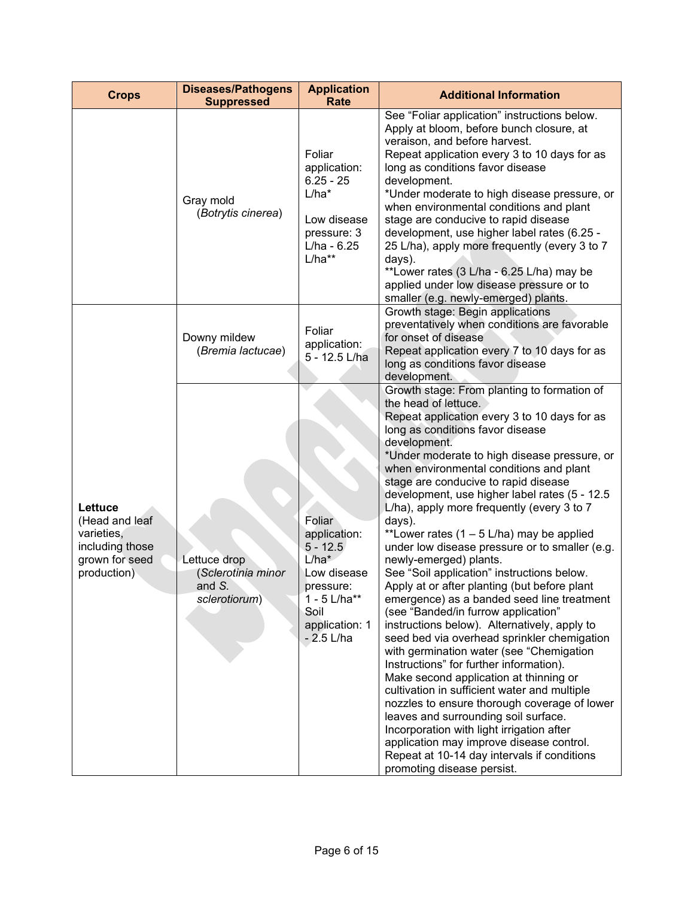| Crops | Diseases/Pathogens Suppressed | Application Rate | Additional Information |
|---|---|---|---|
| | Gray mold (*Botrytis cinerea*) | Foliar application: 6.25 - 25 L/ha*<br><br>Low disease pressure: 3 L/ha - 6.25 L/ha** | See "Foliar application" instructions below.<br>Apply at bloom, before bunch closure, at veraison, and before harvest.<br>Repeat application every 3 to 10 days for as long as conditions favor disease development.<br>*Under moderate to high disease pressure, or when environmental conditions and plant stage are conducive to rapid disease development, use higher label rates (6.25 - 25 L/ha), apply more frequently (every 3 to 7 days).<br>**Lower rates (3 L/ha - 6.25 L/ha) may be applied under low disease pressure or to smaller (e.g. newly-emerged) plants. |
| **Lettuce** (Head and leaf varieties, including those grown for seed production) | Downy mildew (*Bremia lactucae*) | Foliar application: 5 - 12.5 L/ha | Growth stage: Begin applications preventatively when conditions are favorable for onset of disease<br>Repeat application every 7 to 10 days for as long as conditions favor disease development. |
| | Lettuce drop (*Sclerotinia minor* and *S. sclerotiorum*) | Foliar application: 5 - 12.5 L/ha*<br>Low disease pressure: 1 - 5 L/ha**<br>Soil application: 1 - 2.5 L/ha | Growth stage: From planting to formation of the head of lettuce.<br>Repeat application every 3 to 10 days for as long as conditions favor disease development.<br>*Under moderate to high disease pressure, or when environmental conditions and plant stage are conducive to rapid disease development, use higher label rates (5 - 12.5 L/ha), apply more frequently (every 3 to 7 days).<br>**Lower rates (1 – 5 L/ha) may be applied under low disease pressure or to smaller (e.g. newly-emerged) plants.<br>See "Soil application" instructions below.<br>Apply at or after planting (but before plant emergence) as a banded seed line treatment (see "Banded/in furrow application" instructions below). Alternatively, apply to seed bed via overhead sprinkler chemigation with germination water (see "Chemigation Instructions" for further information).<br>Make second application at thinning or cultivation in sufficient water and multiple nozzles to ensure thorough coverage of lower leaves and surrounding soil surface.<br>Incorporation with light irrigation after application may improve disease control.<br>Repeat at 10-14 day intervals if conditions promoting disease persist. |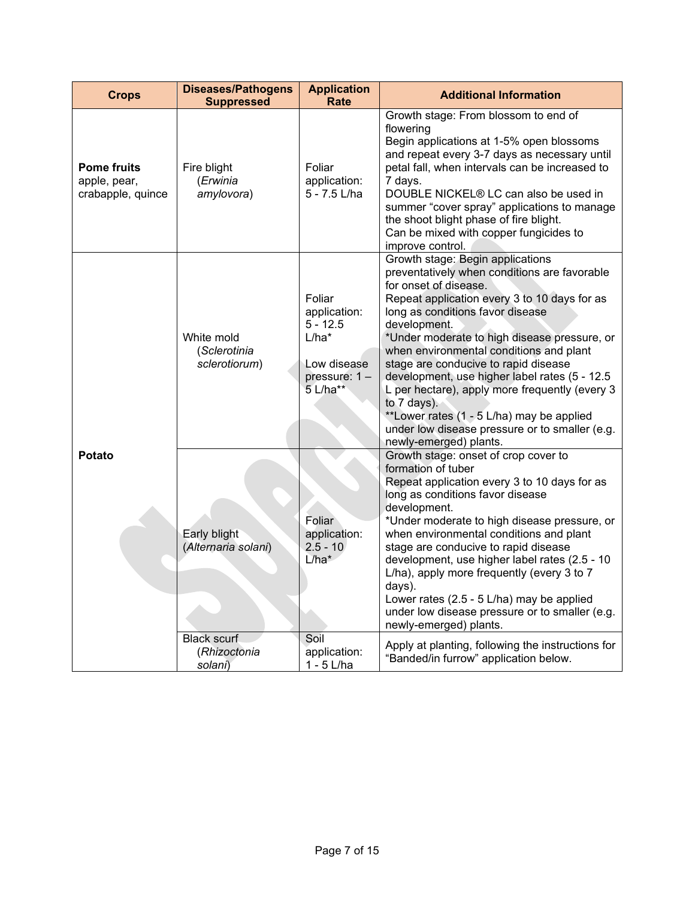| Crops | Diseases/Pathogens Suppressed | Application Rate | Additional Information |
|---|---|---|---|
| **Pome fruits** apple, pear, crabapple, quince | Fire blight (*Erwinia amylovora*) | Foliar application: 5 - 7.5 L/ha | Growth stage: From blossom to end of flowering<br>Begin applications at 1-5% open blossoms and repeat every 3-7 days as necessary until petal fall, when intervals can be increased to 7 days.<br>DOUBLE NICKEL® LC can also be used in summer "cover spray" applications to manage the shoot blight phase of fire blight.<br>Can be mixed with copper fungicides to improve control. |
| **Potato** | White mold (*Sclerotinia sclerotiorum*) | Foliar application: 5 - 12.5 L/ha*<br><br>Low disease pressure: 1 – 5 L/ha** | Growth stage: Begin applications preventatively when conditions are favorable for onset of disease.<br>Repeat application every 3 to 10 days for as long as conditions favor disease development.<br>*Under moderate to high disease pressure, or when environmental conditions and plant stage are conducive to rapid disease development, use higher label rates (5 - 12.5 L per hectare), apply more frequently (every 3 to 7 days).<br>**Lower rates (1 - 5 L/ha) may be applied under low disease pressure or to smaller (e.g. newly-emerged) plants. |
| | Early blight (*Alternaria solani*) | Foliar application: 2.5 - 10 L/ha* | Growth stage: onset of crop cover to formation of tuber<br>Repeat application every 3 to 10 days for as long as conditions favor disease development.<br>*Under moderate to high disease pressure, or when environmental conditions and plant stage are conducive to rapid disease development, use higher label rates (2.5 - 10 L/ha), apply more frequently (every 3 to 7 days).<br>Lower rates (2.5 - 5 L/ha) may be applied under low disease pressure or to smaller (e.g. newly-emerged) plants. |
| | Black scurf (*Rhizoctonia solani*) | Soil application: 1 - 5 L/ha | Apply at planting, following the instructions for "Banded/in furrow" application below. |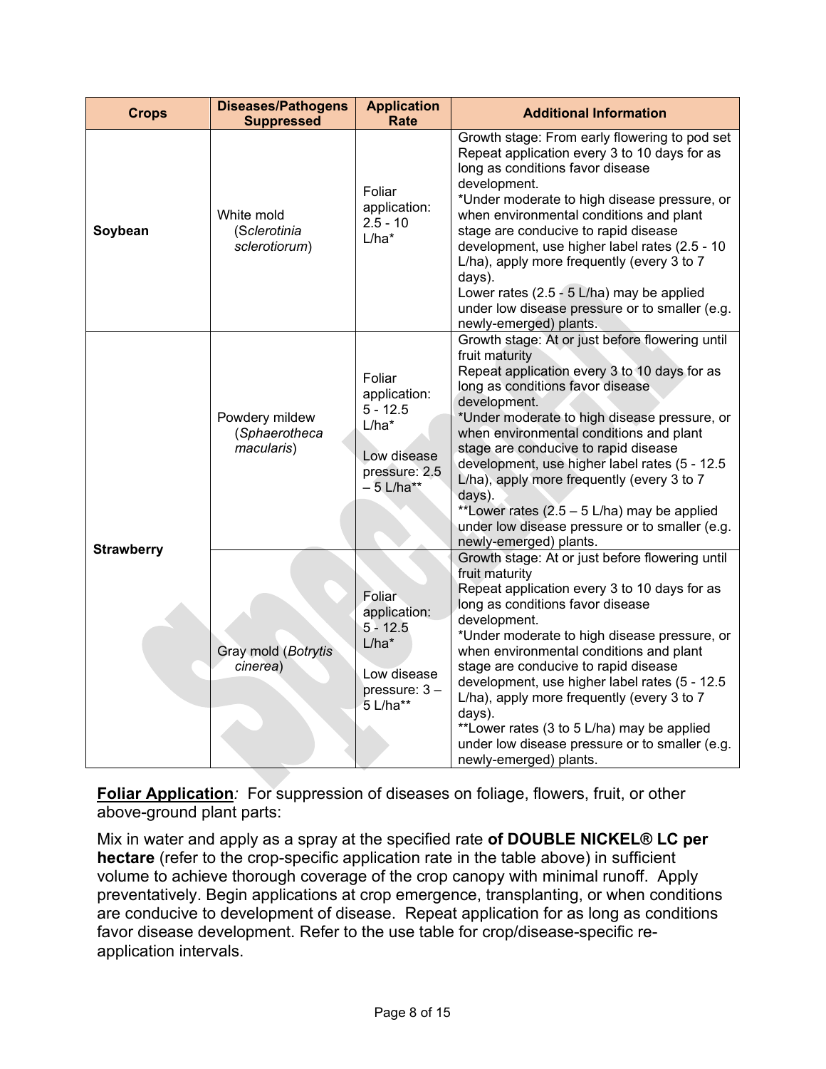| Crops | Diseases/Pathogens Suppressed | Application Rate | Additional Information |
|---|---|---|---|
| **Soybean** | White mold (*Sclerotinia sclerotiorum*) | Foliar application: 2.5 - 10 L/ha* | Growth stage: From early flowering to pod set<br>Repeat application every 3 to 10 days for as long as conditions favor disease development.<br>*Under moderate to high disease pressure, or when environmental conditions and plant stage are conducive to rapid disease development, use higher label rates (2.5 - 10 L/ha), apply more frequently (every 3 to 7 days).<br>Lower rates (2.5 - 5 L/ha) may be applied under low disease pressure or to smaller (e.g. newly-emerged) plants. |
| **Strawberry** | Powdery mildew (*Sphaerotheca macularis*) | Foliar application: 5 - 12.5 L/ha*<br><br>Low disease pressure: 2.5 – 5 L/ha** | Growth stage: At or just before flowering until fruit maturity<br>Repeat application every 3 to 10 days for as long as conditions favor disease development.<br>*Under moderate to high disease pressure, or when environmental conditions and plant stage are conducive to rapid disease development, use higher label rates (5 - 12.5 L/ha), apply more frequently (every 3 to 7 days).<br>**Lower rates (2.5 – 5 L/ha) may be applied under low disease pressure or to smaller (e.g. newly-emerged) plants. |
| | Gray mold (*Botrytis cinerea*) | Foliar application: 5 - 12.5 L/ha*<br><br>Low disease pressure: 3 – 5 L/ha** | Growth stage: At or just before flowering until fruit maturity<br>Repeat application every 3 to 10 days for as long as conditions favor disease development.<br>*Under moderate to high disease pressure, or when environmental conditions and plant stage are conducive to rapid disease development, use higher label rates (5 - 12.5 L/ha), apply more frequently (every 3 to 7 days).<br>**Lower rates (3 to 5 L/ha) may be applied under low disease pressure or to smaller (e.g. newly-emerged) plants. |

**Foliar Application**: For suppression of diseases on foliage, flowers, fruit, or other above-ground plant parts:

Mix in water and apply as a spray at the specified rate **of DOUBLE NICKEL® LC per hectare** (refer to the crop-specific application rate in the table above) in sufficient volume to achieve thorough coverage of the crop canopy with minimal runoff. Apply preventatively. Begin applications at crop emergence, transplanting, or when conditions are conducive to development of disease. Repeat application for as long as conditions favor disease development. Refer to the use table for crop/disease-specific re-application intervals.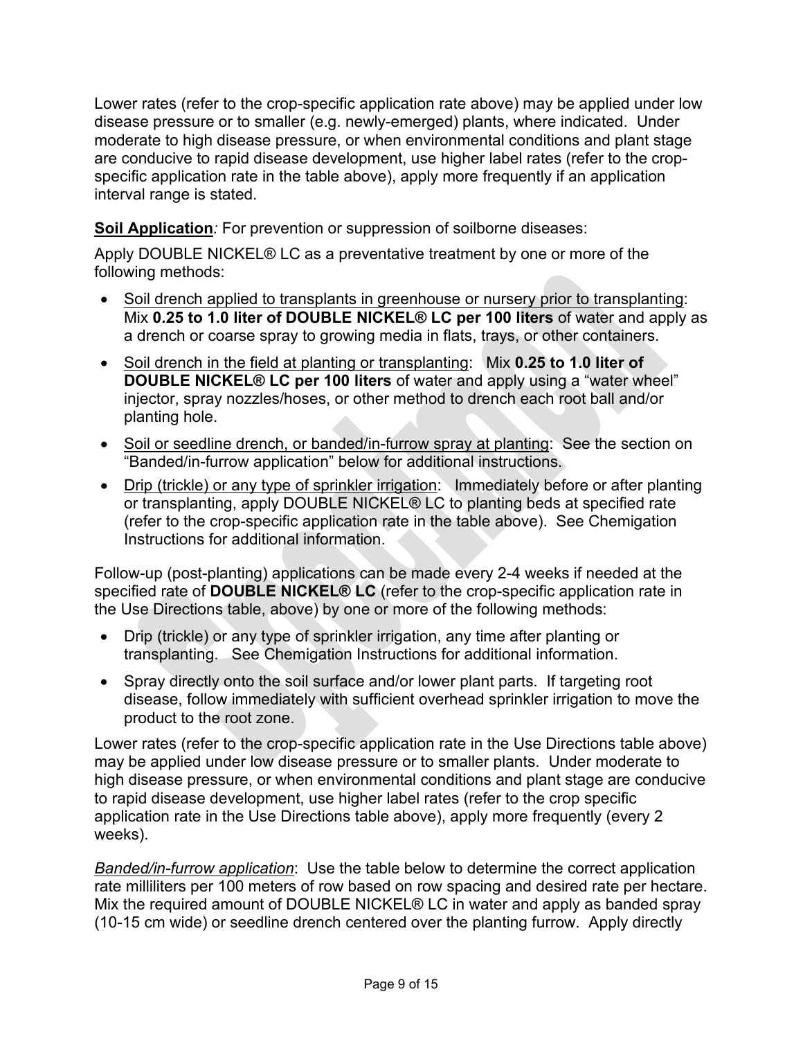Lower rates (refer to the crop-specific application rate above) may be applied under low disease pressure or to smaller (e.g. newly-emerged) plants, where indicated. Under moderate to high disease pressure, or when environmental conditions and plant stage are conducive to rapid disease development, use higher label rates (refer to the crop-specific application rate in the table above), apply more frequently if an application interval range is stated.

**Soil Application**: For prevention or suppression of soilborne diseases:

Apply DOUBLE NICKEL® LC as a preventative treatment by one or more of the following methods:

- Soil drench applied to transplants in greenhouse or nursery prior to transplanting: Mix **0.25 to 1.0 liter of DOUBLE NICKEL® LC per 100 liters** of water and apply as a drench or coarse spray to growing media in flats, trays, or other containers.
- Soil drench in the field at planting or transplanting: Mix **0.25 to 1.0 liter of DOUBLE NICKEL® LC per 100 liters** of water and apply using a "water wheel" injector, spray nozzles/hoses, or other method to drench each root ball and/or planting hole.
- Soil or seedline drench, or banded/in-furrow spray at planting: See the section on "Banded/in-furrow application" below for additional instructions.
- Drip (trickle) or any type of sprinkler irrigation: Immediately before or after planting or transplanting, apply DOUBLE NICKEL® LC to planting beds at specified rate (refer to the crop-specific application rate in the table above). See Chemigation Instructions for additional information.

Follow-up (post-planting) applications can be made every 2-4 weeks if needed at the specified rate of **DOUBLE NICKEL® LC** (refer to the crop-specific application rate in the Use Directions table, above) by one or more of the following methods:

- Drip (trickle) or any type of sprinkler irrigation, any time after planting or transplanting. See Chemigation Instructions for additional information.
- Spray directly onto the soil surface and/or lower plant parts. If targeting root disease, follow immediately with sufficient overhead sprinkler irrigation to move the product to the root zone.

Lower rates (refer to the crop-specific application rate in the Use Directions table above) may be applied under low disease pressure or to smaller plants. Under moderate to high disease pressure, or when environmental conditions and plant stage are conducive to rapid disease development, use higher label rates (refer to the crop specific application rate in the Use Directions table above), apply more frequently (every 2 weeks).

*Banded/in-furrow application*: Use the table below to determine the correct application rate milliliters per 100 meters of row based on row spacing and desired rate per hectare. Mix the required amount of DOUBLE NICKEL® LC in water and apply as banded spray (10-15 cm wide) or seedline drench centered over the planting furrow. Apply directly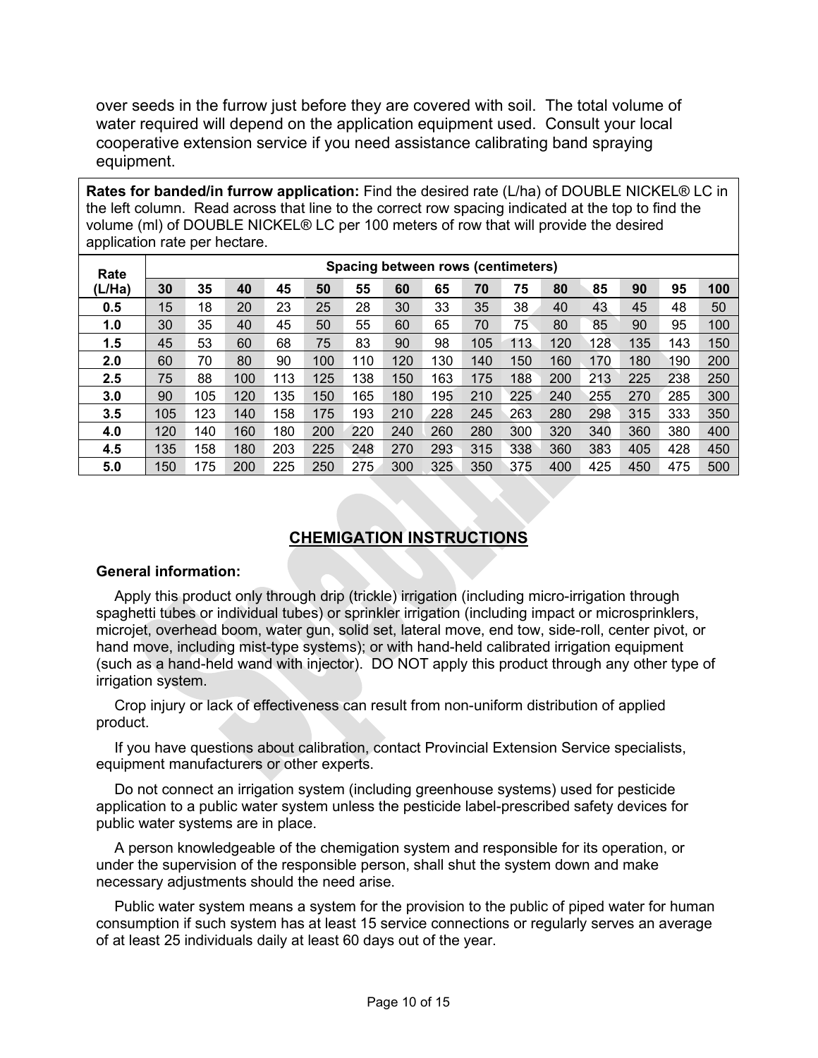over seeds in the furrow just before they are covered with soil. The total volume of water required will depend on the application equipment used. Consult your local cooperative extension service if you need assistance calibrating band spraying equipment.

**Rates for banded/in furrow application:** Find the desired rate (L/ha) of DOUBLE NICKEL® LC in the left column. Read across that line to the correct row spacing indicated at the top to find the volume (ml) of DOUBLE NICKEL® LC per 100 meters of row that will provide the desired application rate per hectare.

| Rate (L/Ha) | Spacing between rows (centimeters) | | | | | | | | | | | | | | |
|---|---|---|---|---|---|---|---|---|---|---|---|---|---|---|---|
| | **30** | **35** | **40** | **45** | **50** | **55** | **60** | **65** | **70** | **75** | **80** | **85** | **90** | **95** | **100** |
| **0.5** | 15 | 18 | 20 | 23 | 25 | 28 | 30 | 33 | 35 | 38 | 40 | 43 | 45 | 48 | 50 |
| **1.0** | 30 | 35 | 40 | 45 | 50 | 55 | 60 | 65 | 70 | 75 | 80 | 85 | 90 | 95 | 100 |
| **1.5** | 45 | 53 | 60 | 68 | 75 | 83 | 90 | 98 | 105 | 113 | 120 | 128 | 135 | 143 | 150 |
| **2.0** | 60 | 70 | 80 | 90 | 100 | 110 | 120 | 130 | 140 | 150 | 160 | 170 | 180 | 190 | 200 |
| **2.5** | 75 | 88 | 100 | 113 | 125 | 138 | 150 | 163 | 175 | 188 | 200 | 213 | 225 | 238 | 250 |
| **3.0** | 90 | 105 | 120 | 135 | 150 | 165 | 180 | 195 | 210 | 225 | 240 | 255 | 270 | 285 | 300 |
| **3.5** | 105 | 123 | 140 | 158 | 175 | 193 | 210 | 228 | 245 | 263 | 280 | 298 | 315 | 333 | 350 |
| **4.0** | 120 | 140 | 160 | 180 | 200 | 220 | 240 | 260 | 280 | 300 | 320 | 340 | 360 | 380 | 400 |
| **4.5** | 135 | 158 | 180 | 203 | 225 | 248 | 270 | 293 | 315 | 338 | 360 | 383 | 405 | 428 | 450 |
| **5.0** | 150 | 175 | 200 | 225 | 250 | 275 | 300 | 325 | 350 | 375 | 400 | 425 | 450 | 475 | 500 |

## CHEMIGATION INSTRUCTIONS

**General information:**

Apply this product only through drip (trickle) irrigation (including micro-irrigation through spaghetti tubes or individual tubes) or sprinkler irrigation (including impact or microsprinklers, microjet, overhead boom, water gun, solid set, lateral move, end tow, side-roll, center pivot, or hand move, including mist-type systems); or with hand-held calibrated irrigation equipment (such as a hand-held wand with injector). DO NOT apply this product through any other type of irrigation system.

Crop injury or lack of effectiveness can result from non-uniform distribution of applied product.

If you have questions about calibration, contact Provincial Extension Service specialists, equipment manufacturers or other experts.

Do not connect an irrigation system (including greenhouse systems) used for pesticide application to a public water system unless the pesticide label-prescribed safety devices for public water systems are in place.

A person knowledgeable of the chemigation system and responsible for its operation, or under the supervision of the responsible person, shall shut the system down and make necessary adjustments should the need arise.

Public water system means a system for the provision to the public of piped water for human consumption if such system has at least 15 service connections or regularly serves an average of at least 25 individuals daily at least 60 days out of the year.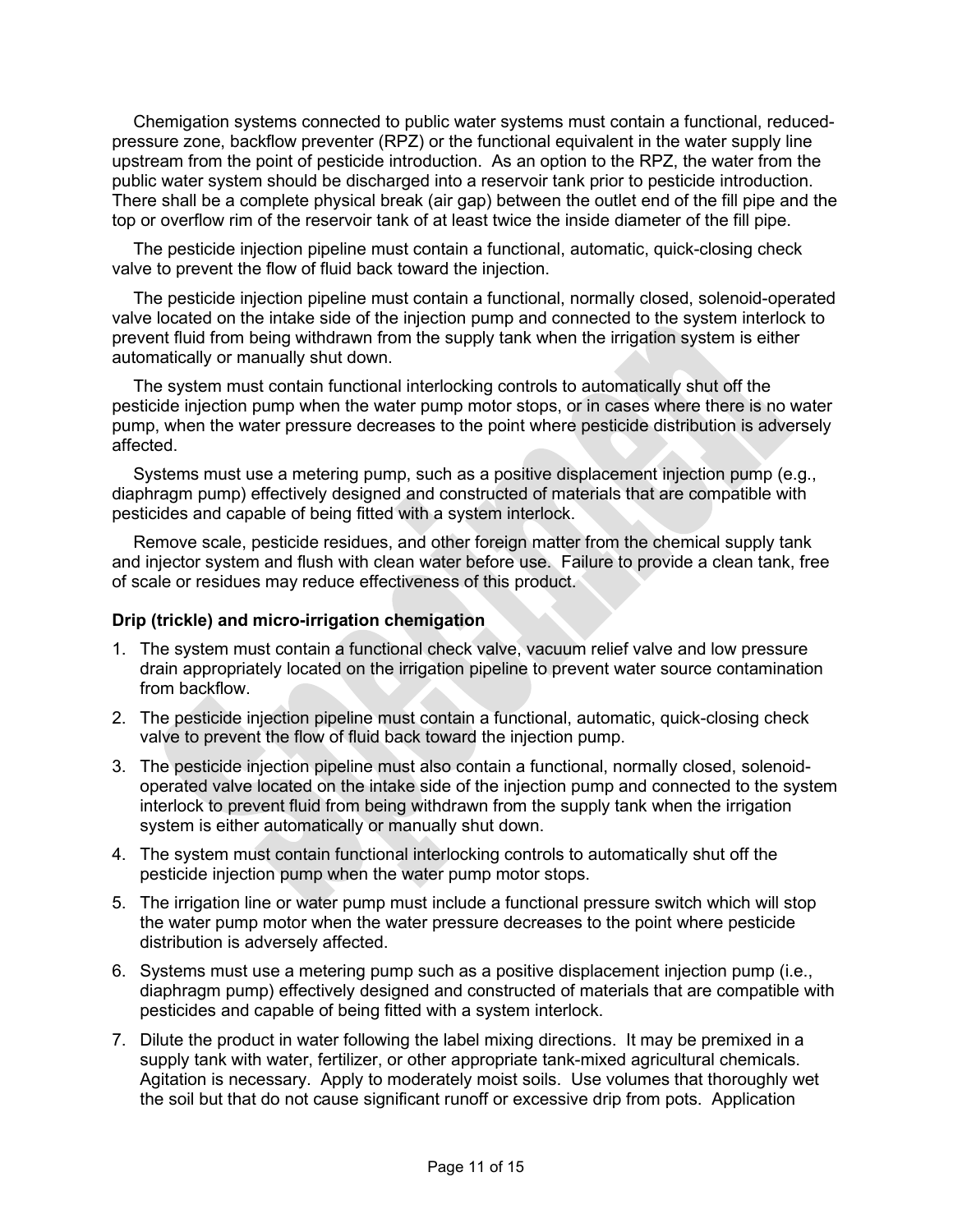Chemigation systems connected to public water systems must contain a functional, reduced-pressure zone, backflow preventer (RPZ) or the functional equivalent in the water supply line upstream from the point of pesticide introduction. As an option to the RPZ, the water from the public water system should be discharged into a reservoir tank prior to pesticide introduction. There shall be a complete physical break (air gap) between the outlet end of the fill pipe and the top or overflow rim of the reservoir tank of at least twice the inside diameter of the fill pipe.

The pesticide injection pipeline must contain a functional, automatic, quick-closing check valve to prevent the flow of fluid back toward the injection.

The pesticide injection pipeline must contain a functional, normally closed, solenoid-operated valve located on the intake side of the injection pump and connected to the system interlock to prevent fluid from being withdrawn from the supply tank when the irrigation system is either automatically or manually shut down.

The system must contain functional interlocking controls to automatically shut off the pesticide injection pump when the water pump motor stops, or in cases where there is no water pump, when the water pressure decreases to the point where pesticide distribution is adversely affected.

Systems must use a metering pump, such as a positive displacement injection pump (e.g., diaphragm pump) effectively designed and constructed of materials that are compatible with pesticides and capable of being fitted with a system interlock.

Remove scale, pesticide residues, and other foreign matter from the chemical supply tank and injector system and flush with clean water before use. Failure to provide a clean tank, free of scale or residues may reduce effectiveness of this product.

**Drip (trickle) and micro-irrigation chemigation**

1. The system must contain a functional check valve, vacuum relief valve and low pressure drain appropriately located on the irrigation pipeline to prevent water source contamination from backflow.
2. The pesticide injection pipeline must contain a functional, automatic, quick-closing check valve to prevent the flow of fluid back toward the injection pump.
3. The pesticide injection pipeline must also contain a functional, normally closed, solenoid-operated valve located on the intake side of the injection pump and connected to the system interlock to prevent fluid from being withdrawn from the supply tank when the irrigation system is either automatically or manually shut down.
4. The system must contain functional interlocking controls to automatically shut off the pesticide injection pump when the water pump motor stops.
5. The irrigation line or water pump must include a functional pressure switch which will stop the water pump motor when the water pressure decreases to the point where pesticide distribution is adversely affected.
6. Systems must use a metering pump such as a positive displacement injection pump (i.e., diaphragm pump) effectively designed and constructed of materials that are compatible with pesticides and capable of being fitted with a system interlock.
7. Dilute the product in water following the label mixing directions. It may be premixed in a supply tank with water, fertilizer, or other appropriate tank-mixed agricultural chemicals. Agitation is necessary. Apply to moderately moist soils. Use volumes that thoroughly wet the soil but that do not cause significant runoff or excessive drip from pots. Application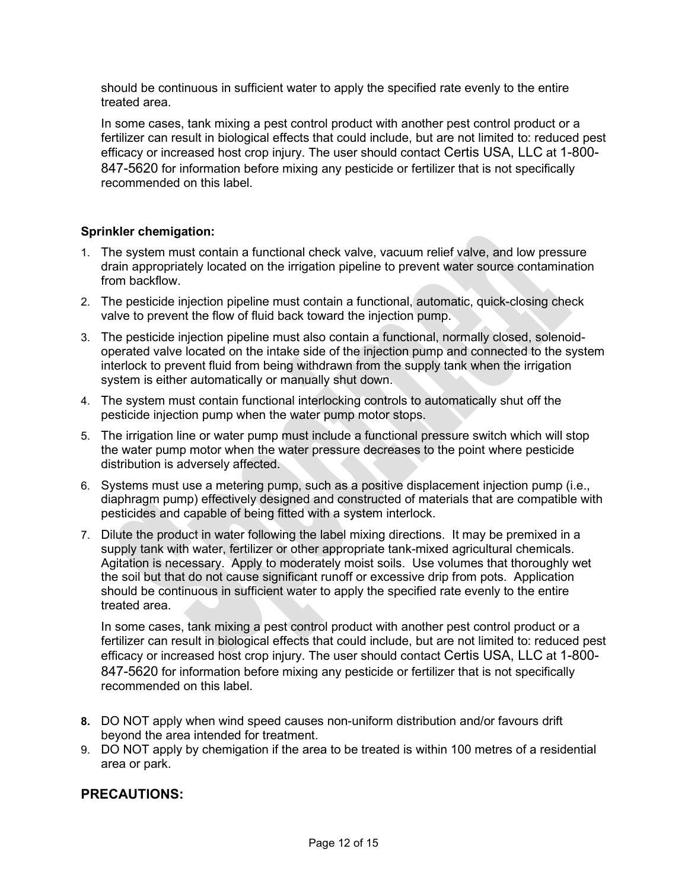should be continuous in sufficient water to apply the specified rate evenly to the entire treated area.

In some cases, tank mixing a pest control product with another pest control product or a fertilizer can result in biological effects that could include, but are not limited to: reduced pest efficacy or increased host crop injury. The user should contact Certis USA, LLC at 1-800-847-5620 for information before mixing any pesticide or fertilizer that is not specifically recommended on this label.

**Sprinkler chemigation:**

1. The system must contain a functional check valve, vacuum relief valve, and low pressure drain appropriately located on the irrigation pipeline to prevent water source contamination from backflow.
2. The pesticide injection pipeline must contain a functional, automatic, quick-closing check valve to prevent the flow of fluid back toward the injection pump.
3. The pesticide injection pipeline must also contain a functional, normally closed, solenoid-operated valve located on the intake side of the injection pump and connected to the system interlock to prevent fluid from being withdrawn from the supply tank when the irrigation system is either automatically or manually shut down.
4. The system must contain functional interlocking controls to automatically shut off the pesticide injection pump when the water pump motor stops.
5. The irrigation line or water pump must include a functional pressure switch which will stop the water pump motor when the water pressure decreases to the point where pesticide distribution is adversely affected.
6. Systems must use a metering pump, such as a positive displacement injection pump (i.e., diaphragm pump) effectively designed and constructed of materials that are compatible with pesticides and capable of being fitted with a system interlock.
7. Dilute the product in water following the label mixing directions. It may be premixed in a supply tank with water, fertilizer or other appropriate tank-mixed agricultural chemicals. Agitation is necessary. Apply to moderately moist soils. Use volumes that thoroughly wet the soil but that do not cause significant runoff or excessive drip from pots. Application should be continuous in sufficient water to apply the specified rate evenly to the entire treated area.

   In some cases, tank mixing a pest control product with another pest control product or a fertilizer can result in biological effects that could include, but are not limited to: reduced pest efficacy or increased host crop injury. The user should contact Certis USA, LLC at 1-800-847-5620 for information before mixing any pesticide or fertilizer that is not specifically recommended on this label.

8. DO NOT apply when wind speed causes non-uniform distribution and/or favours drift beyond the area intended for treatment.
9. DO NOT apply by chemigation if the area to be treated is within 100 metres of a residential area or park.

## PRECAUTIONS: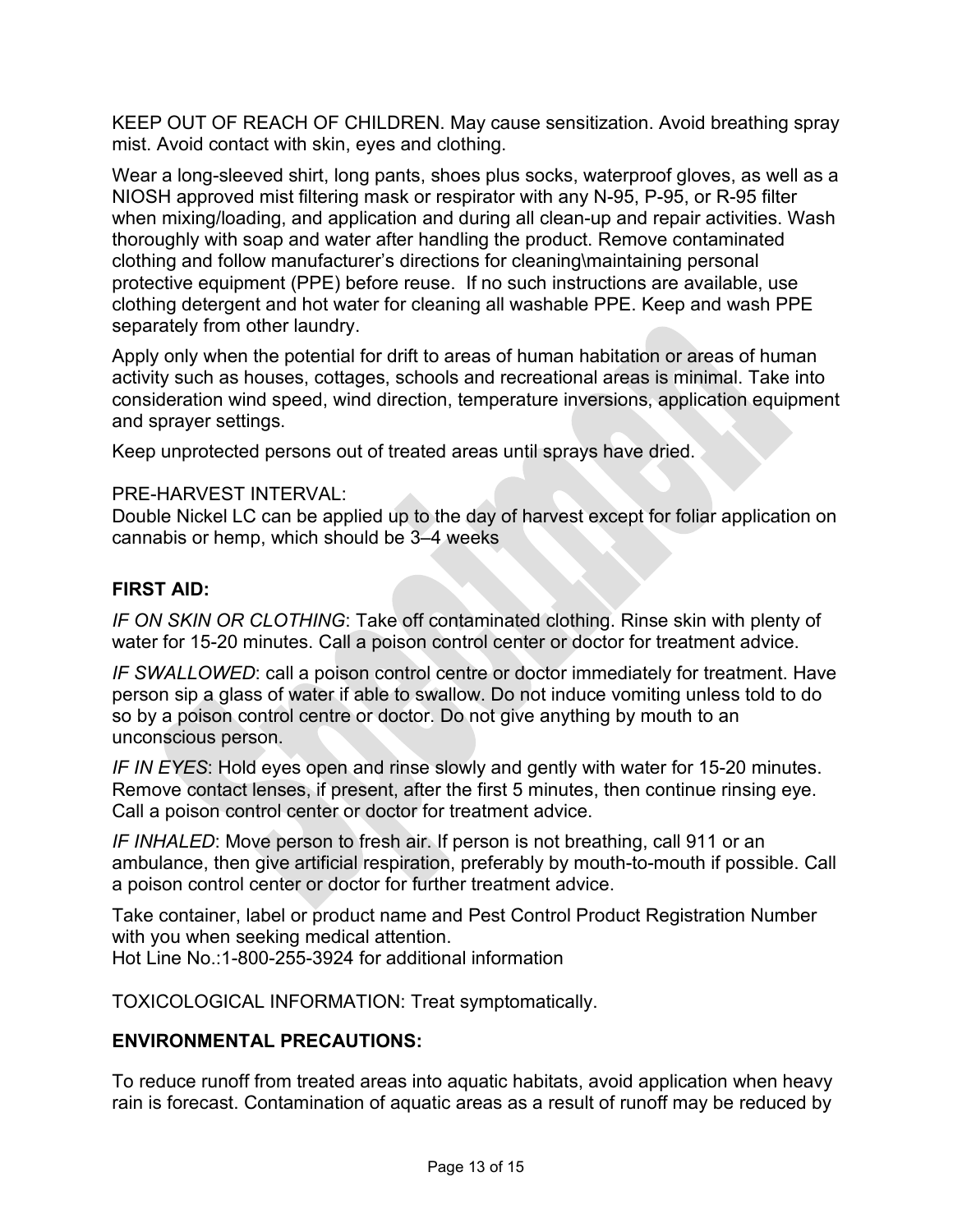KEEP OUT OF REACH OF CHILDREN. May cause sensitization. Avoid breathing spray mist. Avoid contact with skin, eyes and clothing.

Wear a long-sleeved shirt, long pants, shoes plus socks, waterproof gloves, as well as a NIOSH approved mist filtering mask or respirator with any N-95, P-95, or R-95 filter when mixing/loading, and application and during all clean-up and repair activities. Wash thoroughly with soap and water after handling the product. Remove contaminated clothing and follow manufacturer's directions for cleaning\maintaining personal protective equipment (PPE) before reuse. If no such instructions are available, use clothing detergent and hot water for cleaning all washable PPE. Keep and wash PPE separately from other laundry.

Apply only when the potential for drift to areas of human habitation or areas of human activity such as houses, cottages, schools and recreational areas is minimal. Take into consideration wind speed, wind direction, temperature inversions, application equipment and sprayer settings.

Keep unprotected persons out of treated areas until sprays have dried.

PRE-HARVEST INTERVAL:
Double Nickel LC can be applied up to the day of harvest except for foliar application on cannabis or hemp, which should be 3–4 weeks

**FIRST AID:**

*IF ON SKIN OR CLOTHING*: Take off contaminated clothing. Rinse skin with plenty of water for 15-20 minutes. Call a poison control center or doctor for treatment advice.

*IF SWALLOWED*: call a poison control centre or doctor immediately for treatment. Have person sip a glass of water if able to swallow. Do not induce vomiting unless told to do so by a poison control centre or doctor. Do not give anything by mouth to an unconscious person.

*IF IN EYES*: Hold eyes open and rinse slowly and gently with water for 15-20 minutes. Remove contact lenses, if present, after the first 5 minutes, then continue rinsing eye. Call a poison control center or doctor for treatment advice.

*IF INHALED*: Move person to fresh air. If person is not breathing, call 911 or an ambulance, then give artificial respiration, preferably by mouth-to-mouth if possible. Call a poison control center or doctor for further treatment advice.

Take container, label or product name and Pest Control Product Registration Number with you when seeking medical attention.
Hot Line No.:1-800-255-3924 for additional information

TOXICOLOGICAL INFORMATION: Treat symptomatically.

**ENVIRONMENTAL PRECAUTIONS:**

To reduce runoff from treated areas into aquatic habitats, avoid application when heavy rain is forecast. Contamination of aquatic areas as a result of runoff may be reduced by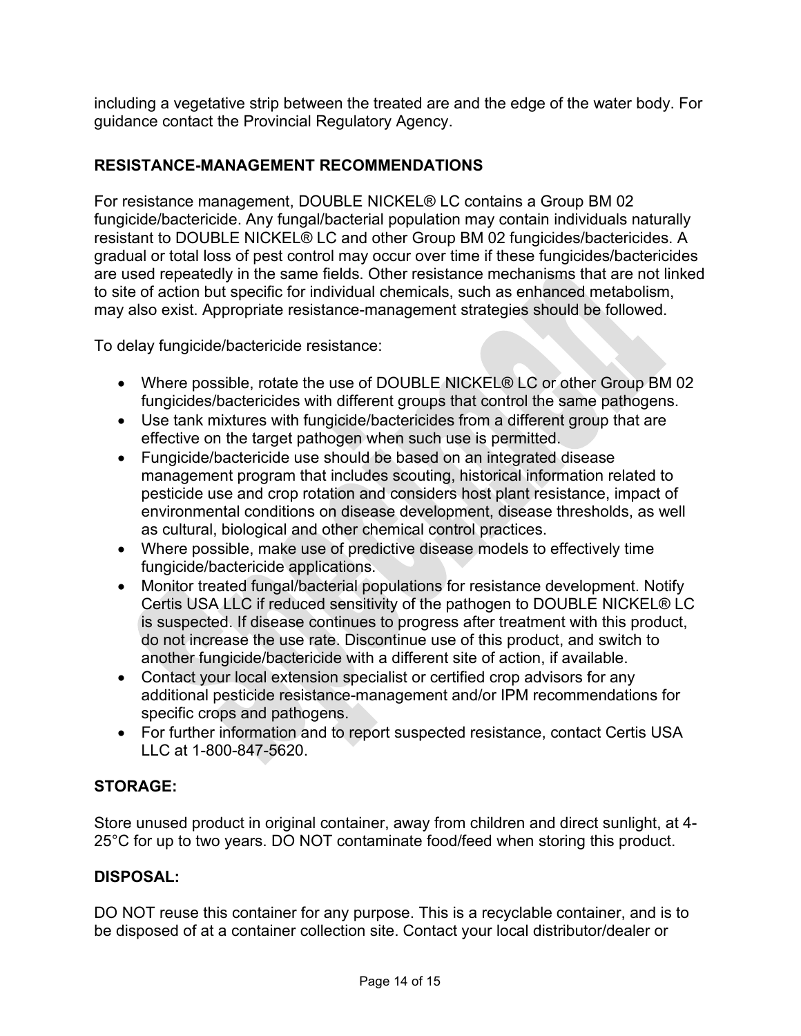including a vegetative strip between the treated are and the edge of the water body. For guidance contact the Provincial Regulatory Agency.

**RESISTANCE-MANAGEMENT RECOMMENDATIONS**

For resistance management, DOUBLE NICKEL® LC contains a Group BM 02 fungicide/bactericide. Any fungal/bacterial population may contain individuals naturally resistant to DOUBLE NICKEL® LC and other Group BM 02 fungicides/bactericides. A gradual or total loss of pest control may occur over time if these fungicides/bactericides are used repeatedly in the same fields. Other resistance mechanisms that are not linked to site of action but specific for individual chemicals, such as enhanced metabolism, may also exist. Appropriate resistance-management strategies should be followed.

To delay fungicide/bactericide resistance:

- Where possible, rotate the use of DOUBLE NICKEL® LC or other Group BM 02 fungicides/bactericides with different groups that control the same pathogens.
- Use tank mixtures with fungicide/bactericides from a different group that are effective on the target pathogen when such use is permitted.
- Fungicide/bactericide use should be based on an integrated disease management program that includes scouting, historical information related to pesticide use and crop rotation and considers host plant resistance, impact of environmental conditions on disease development, disease thresholds, as well as cultural, biological and other chemical control practices.
- Where possible, make use of predictive disease models to effectively time fungicide/bactericide applications.
- Monitor treated fungal/bacterial populations for resistance development. Notify Certis USA LLC if reduced sensitivity of the pathogen to DOUBLE NICKEL® LC is suspected. If disease continues to progress after treatment with this product, do not increase the use rate. Discontinue use of this product, and switch to another fungicide/bactericide with a different site of action, if available.
- Contact your local extension specialist or certified crop advisors for any additional pesticide resistance-management and/or IPM recommendations for specific crops and pathogens.
- For further information and to report suspected resistance, contact Certis USA LLC at 1-800-847-5620.

**STORAGE:**

Store unused product in original container, away from children and direct sunlight, at 4-25°C for up to two years. DO NOT contaminate food/feed when storing this product.

**DISPOSAL:**

DO NOT reuse this container for any purpose. This is a recyclable container, and is to be disposed of at a container collection site. Contact your local distributor/dealer or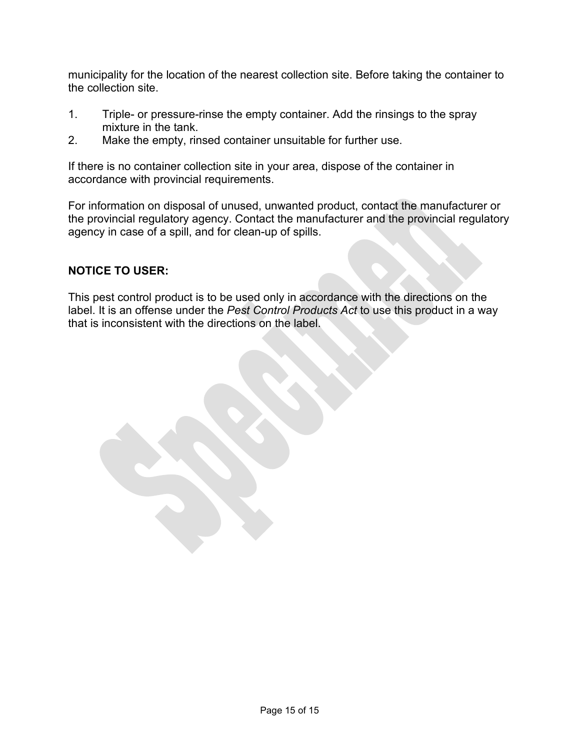municipality for the location of the nearest collection site. Before taking the container to the collection site.

1. Triple- or pressure-rinse the empty container. Add the rinsings to the spray mixture in the tank.
2. Make the empty, rinsed container unsuitable for further use.

If there is no container collection site in your area, dispose of the container in accordance with provincial requirements.

For information on disposal of unused, unwanted product, contact the manufacturer or the provincial regulatory agency. Contact the manufacturer and the provincial regulatory agency in case of a spill, and for clean-up of spills.

**NOTICE TO USER:**

This pest control product is to be used only in accordance with the directions on the label. It is an offense under the *Pest Control Products Act* to use this product in a way that is inconsistent with the directions on the label.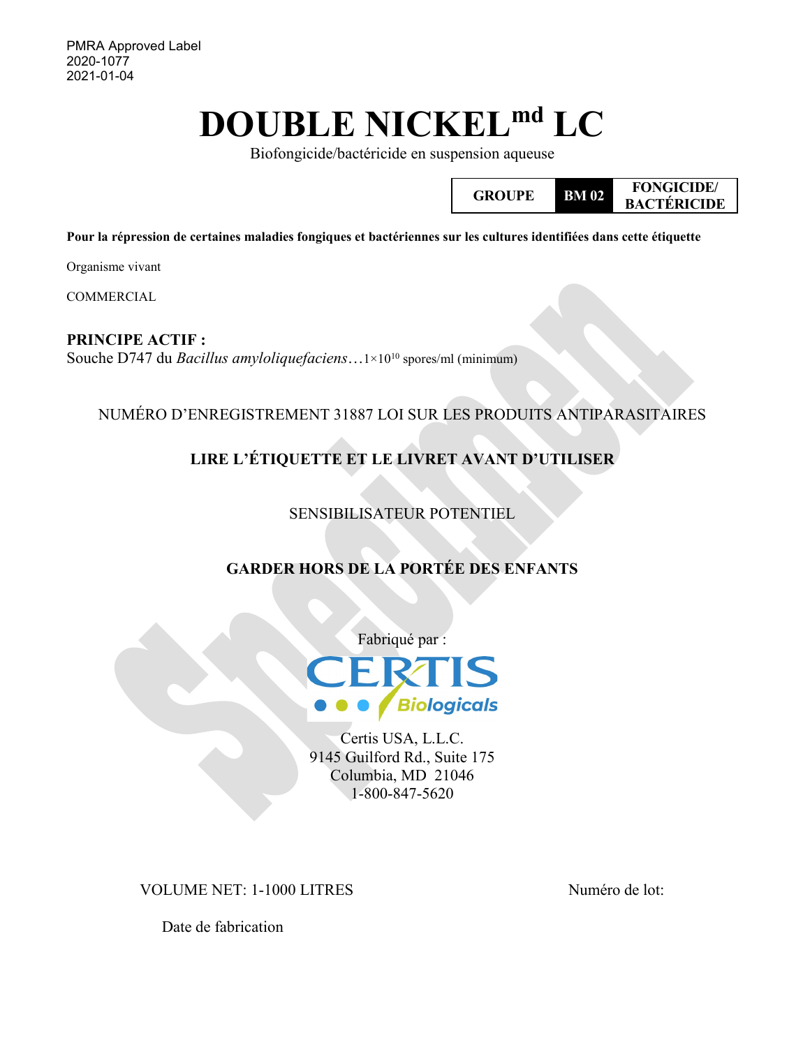PMRA Approved Label
2020-1077
2021-01-04

# DOUBLE NICKEL$^{md}$ LC

Biofongicide/bactéricide en suspension aqueuse

| GROUPE | BM 02 | FONGICIDE/ BACTÉRICIDE |
|---|---|---|

**Pour la répression de certaines maladies fongiques et bactériennes sur les cultures identifiées dans cette étiquette**

Organisme vivant

COMMERCIAL

**PRINCIPE ACTIF :**
Souche D747 du *Bacillus amyloliquefaciens*…$1\times10^{10}$ spores/ml (minimum)

NUMÉRO D'ENREGISTREMENT 31887 LOI SUR LES PRODUITS ANTIPARASITAIRES

**LIRE L'ÉTIQUETTE ET LE LIVRET AVANT D'UTILISER**

SENSIBILISATEUR POTENTIEL

**GARDER HORS DE LA PORTÉE DES ENFANTS**

Fabriqué par :

CERTIS Biologicals

Certis USA, L.L.C.
9145 Guilford Rd., Suite 175
Columbia, MD 21046
1-800-847-5620

VOLUME NET: 1-1000 LITRES

Numéro de lot:

Date de fabrication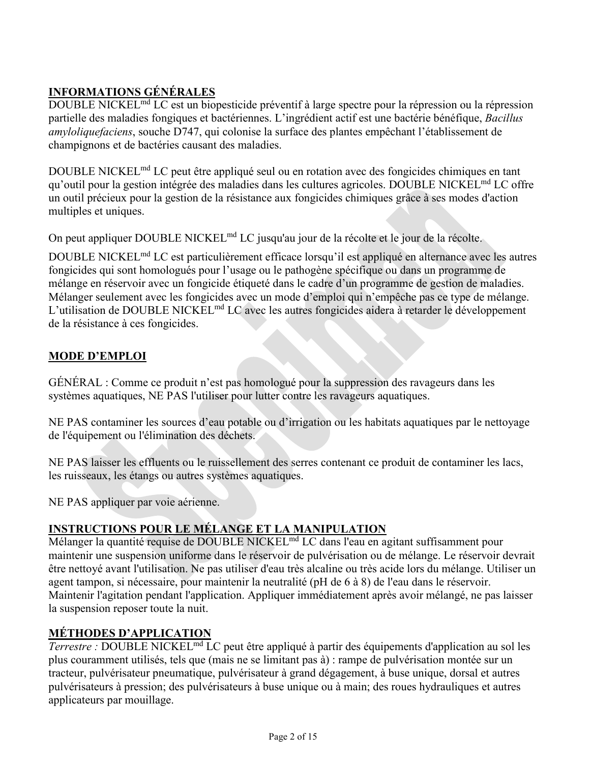## INFORMATIONS GÉNÉRALES

DOUBLE NICKEL[md] LC est un biopesticide préventif à large spectre pour la répression ou la répression partielle des maladies fongiques et bactériennes. L'ingrédient actif est une bactérie bénéfique, *Bacillus amyloliquefaciens*, souche D747, qui colonise la surface des plantes empêchant l'établissement de champignons et de bactéries causant des maladies.

DOUBLE NICKEL[md] LC peut être appliqué seul ou en rotation avec des fongicides chimiques en tant qu'outil pour la gestion intégrée des maladies dans les cultures agricoles. DOUBLE NICKEL[md] LC offre un outil précieux pour la gestion de la résistance aux fongicides chimiques grâce à ses modes d'action multiples et uniques.

On peut appliquer DOUBLE NICKEL[md] LC jusqu'au jour de la récolte et le jour de la récolte.

DOUBLE NICKEL[md] LC est particulièrement efficace lorsqu'il est appliqué en alternance avec les autres fongicides qui sont homologués pour l'usage ou le pathogène spécifique ou dans un programme de mélange en réservoir avec un fongicide étiqueté dans le cadre d'un programme de gestion de maladies. Mélanger seulement avec les fongicides avec un mode d'emploi qui n'empêche pas ce type de mélange. L'utilisation de DOUBLE NICKEL[md] LC avec les autres fongicides aidera à retarder le développement de la résistance à ces fongicides.

## MODE D'EMPLOI

GÉNÉRAL : Comme ce produit n'est pas homologué pour la suppression des ravageurs dans les systèmes aquatiques, NE PAS l'utiliser pour lutter contre les ravageurs aquatiques.

NE PAS contaminer les sources d'eau potable ou d'irrigation ou les habitats aquatiques par le nettoyage de l'équipement ou l'élimination des déchets.

NE PAS laisser les effluents ou le ruissellement des serres contenant ce produit de contaminer les lacs, les ruisseaux, les étangs ou autres systèmes aquatiques.

NE PAS appliquer par voie aérienne.

## INSTRUCTIONS POUR LE MÉLANGE ET LA MANIPULATION

Mélanger la quantité requise de DOUBLE NICKEL[md] LC dans l'eau en agitant suffisamment pour maintenir une suspension uniforme dans le réservoir de pulvérisation ou de mélange. Le réservoir devrait être nettoyé avant l'utilisation. Ne pas utiliser d'eau très alcaline ou très acide lors du mélange. Utiliser un agent tampon, si nécessaire, pour maintenir la neutralité (pH de 6 à 8) de l'eau dans le réservoir. Maintenir l'agitation pendant l'application. Appliquer immédiatement après avoir mélangé, ne pas laisser la suspension reposer toute la nuit.

## MÉTHODES D'APPLICATION

*Terrestre :* DOUBLE NICKEL[md] LC peut être appliqué à partir des équipements d'application au sol les plus couramment utilisés, tels que (mais ne se limitant pas à) : rampe de pulvérisation montée sur un tracteur, pulvérisateur pneumatique, pulvérisateur à grand dégagement, à buse unique, dorsal et autres pulvérisateurs à pression; des pulvérisateurs à buse unique ou à main; des roues hydrauliques et autres applicateurs par mouillage.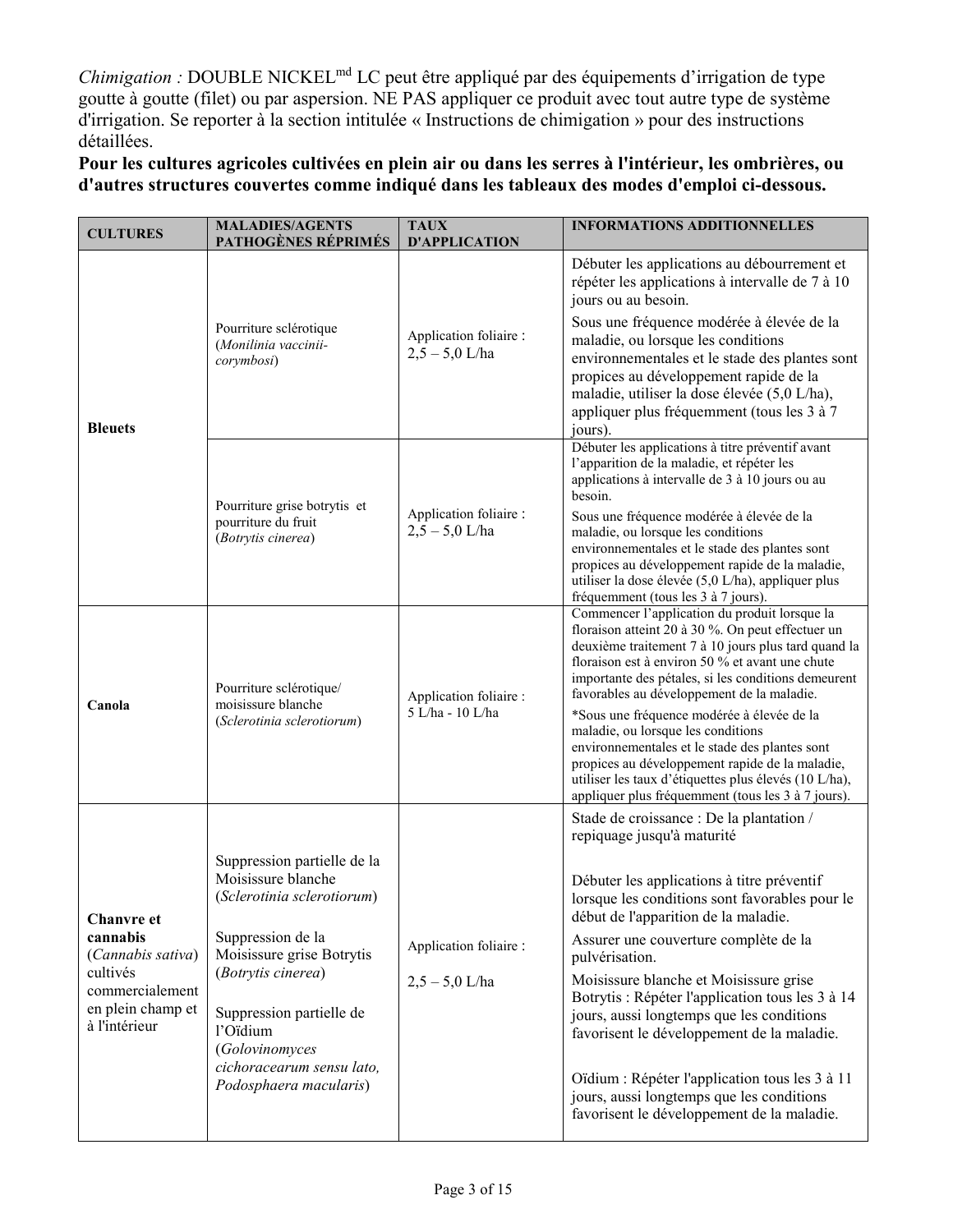*Chimigation :* DOUBLE NICKEL[md] LC peut être appliqué par des équipements d'irrigation de type goutte à goutte (filet) ou par aspersion. NE PAS appliquer ce produit avec tout autre type de système d'irrigation. Se reporter à la section intitulée « Instructions de chimigation » pour des instructions détaillées.

**Pour les cultures agricoles cultivées en plein air ou dans les serres à l'intérieur, les ombrières, ou d'autres structures couvertes comme indiqué dans les tableaux des modes d'emploi ci-dessous.**

| CULTURES | MALADIES/AGENTS PATHOGÈNES RÉPRIMÉS | TAUX D'APPLICATION | INFORMATIONS ADDITIONNELLES |
|---|---|---|---|
| **Bleuets** | Pourriture sclérotique (*Monilinia vaccinii-corymbosi*) | Application foliaire : 2,5 – 5,0 L/ha | Débuter les applications au débourrement et répéter les applications à intervalle de 7 à 10 jours ou au besoin. Sous une fréquence modérée à élevée de la maladie, ou lorsque les conditions environnementales et le stade des plantes sont propices au développement rapide de la maladie, utiliser la dose élevée (5,0 L/ha), appliquer plus fréquemment (tous les 3 à 7 jours). |
| | Pourriture grise botrytis et pourriture du fruit (*Botrytis cinerea*) | Application foliaire : 2,5 – 5,0 L/ha | Débuter les applications à titre préventif avant l'apparition de la maladie, et répéter les applications à intervalle de 3 à 10 jours ou au besoin. Sous une fréquence modérée à élevée de la maladie, ou lorsque les conditions environnementales et le stade des plantes sont propices au développement rapide de la maladie, utiliser la dose élevée (5,0 L/ha), appliquer plus fréquemment (tous les 3 à 7 jours). |
| **Canola** | Pourriture sclérotique/ moisissure blanche (*Sclerotinia sclerotiorum*) | Application foliaire : 5 L/ha - 10 L/ha | Commencer l'application du produit lorsque la floraison atteint 20 à 30 %. On peut effectuer un deuxième traitement 7 à 10 jours plus tard quand la floraison est à environ 50 % et avant une chute importante des pétales, si les conditions demeurent favorables au développement de la maladie. *Sous une fréquence modérée à élevée de la maladie, ou lorsque les conditions environnementales et le stade des plantes sont propices au développement rapide de la maladie, utiliser les taux d'étiquettes plus élevés (10 L/ha), appliquer plus fréquemment (tous les 3 à 7 jours). |
| **Chanvre et cannabis** (*Cannabis sativa*) cultivés commercialement en plein champ et à l'intérieur | Suppression partielle de la Moisissure blanche (*Sclerotinia sclerotiorum*)<br><br>Suppression de la Moisissure grise Botrytis (*Botrytis cinerea*)<br><br>Suppression partielle de l'Oïdium (*Golovinomyces cichoracearum sensu lato, Podosphaera macularis*) | Application foliaire :<br><br>2,5 – 5,0 L/ha | Stade de croissance : De la plantation / repiquage jusqu'à maturité<br><br>Débuter les applications à titre préventif lorsque les conditions sont favorables pour le début de l'apparition de la maladie.<br><br>Assurer une couverture complète de la pulvérisation.<br><br>Moisissure blanche et Moisissure grise Botrytis : Répéter l'application tous les 3 à 14 jours, aussi longtemps que les conditions favorisent le développement de la maladie.<br><br>Oïdium : Répéter l'application tous les 3 à 11 jours, aussi longtemps que les conditions favorisent le développement de la maladie. |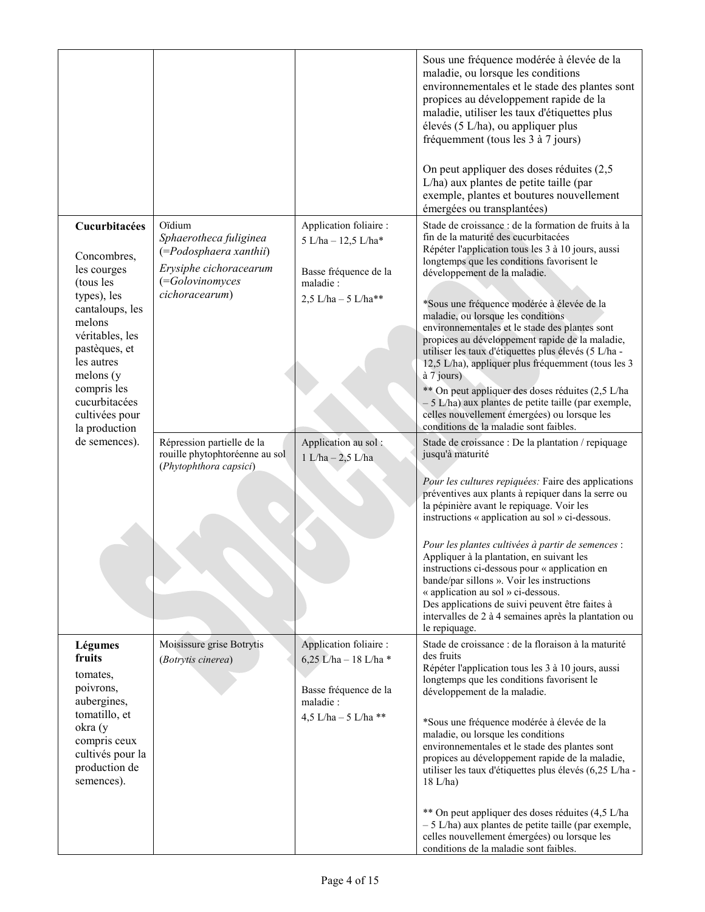| | | | |
|---|---|---|---|
| | | | Sous une fréquence modérée à élevée de la maladie, ou lorsque les conditions environnementales et le stade des plantes sont propices au développement rapide de la maladie, utiliser les taux d'étiquettes plus élevés (5 L/ha), ou appliquer plus fréquemment (tous les 3 à 7 jours)<br><br>On peut appliquer des doses réduites (2,5 L/ha) aux plantes de petite taille (par exemple, plantes et boutures nouvellement émergées ou transplantées) |
| **Cucurbitacées**<br><br>Concombres, les courges (tous les types), les cantaloups, les melons véritables, les pastèques, et les autres melons (y compris les cucurbitacées cultivées pour la production de semences). | Oïdium<br>*Sphaerotheca fuliginea* (=*Podosphaera xanthii*)<br>*Erysiphe cichoracearum* (=*Golovinomyces cichoracearum*) | Application foliaire :<br>5 L/ha – 12,5 L/ha*<br><br>Basse fréquence de la maladie :<br>2,5 L/ha – 5 L/ha** | Stade de croissance : de la formation de fruits à la fin de la maturité des cucurbitacées<br>Répéter l'application tous les 3 à 10 jours, aussi longtemps que les conditions favorisent le développement de la maladie.<br><br>*Sous une fréquence modérée à élevée de la maladie, ou lorsque les conditions environnementales et le stade des plantes sont propices au développement rapide de la maladie, utiliser les taux d'étiquettes plus élevés (5 L/ha - 12,5 L/ha), appliquer plus fréquemment (tous les 3 à 7 jours)<br>** On peut appliquer des doses réduites (2,5 L/ha – 5 L/ha) aux plantes de petite taille (par exemple, celles nouvellement émergées) ou lorsque les conditions de la maladie sont faibles. |
| | Répression partielle de la rouille phytophtoréenne au sol (*Phytophthora capsici*) | Application au sol :<br>1 L/ha – 2,5 L/ha | Stade de croissance : De la plantation / repiquage jusqu'à maturité<br><br>*Pour les cultures repiquées:* Faire des applications préventives aux plants à repiquer dans la serre ou la pépinière avant le repiquage. Voir les instructions « application au sol » ci-dessous.<br><br>*Pour les plantes cultivées à partir de semences* : Appliquer à la plantation, en suivant les instructions ci-dessous pour « application en bande/par sillons ». Voir les instructions « application au sol » ci-dessous.<br>Des applications de suivi peuvent être faites à intervalles de 2 à 4 semaines après la plantation ou le repiquage. |
| **Légumes fruits**<br>tomates, poivrons, aubergines, tomatillo, et okra (y compris ceux cultivés pour la production de semences). | Moisissure grise Botrytis (*Botrytis cinerea*) | Application foliaire :<br>6,25 L/ha – 18 L/ha *<br><br>Basse fréquence de la maladie :<br>4,5 L/ha – 5 L/ha ** | Stade de croissance : de la floraison à la maturité des fruits<br>Répéter l'application tous les 3 à 10 jours, aussi longtemps que les conditions favorisent le développement de la maladie.<br><br>*Sous une fréquence modérée à élevée de la maladie, ou lorsque les conditions environnementales et le stade des plantes sont propices au développement rapide de la maladie, utiliser les taux d'étiquettes plus élevés (6,25 L/ha - 18 L/ha)<br><br>** On peut appliquer des doses réduites (4,5 L/ha – 5 L/ha) aux plantes de petite taille (par exemple, celles nouvellement émergées) ou lorsque les conditions de la maladie sont faibles. |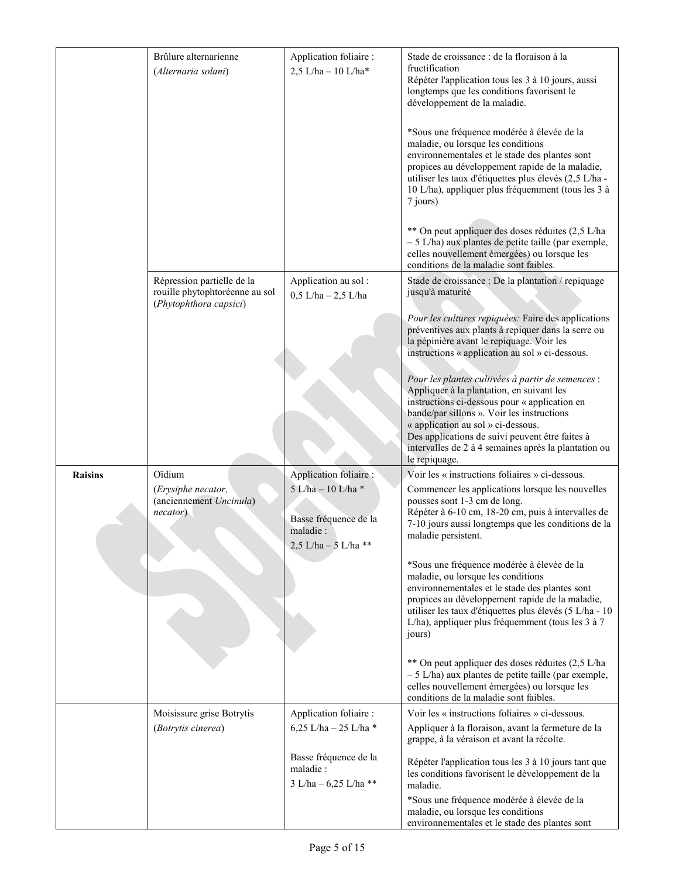| | | | |
|---|---|---|---|
| | Brûlure alternarienne (*Alternaria solani*) | Application foliaire : 2,5 L/ha – 10 L/ha* | Stade de croissance : de la floraison à la fructification<br>Répéter l'application tous les 3 à 10 jours, aussi longtemps que les conditions favorisent le développement de la maladie.<br><br>*Sous une fréquence modérée à élevée de la maladie, ou lorsque les conditions environnementales et le stade des plantes sont propices au développement rapide de la maladie, utiliser les taux d'étiquettes plus élevés (2,5 L/ha - 10 L/ha), appliquer plus fréquemment (tous les 3 à 7 jours)<br><br>** On peut appliquer des doses réduites (2,5 L/ha – 5 L/ha) aux plantes de petite taille (par exemple, celles nouvellement émergées) ou lorsque les conditions de la maladie sont faibles. |
| | Répression partielle de la rouille phytophtoréenne au sol (*Phytophthora capsici*) | Application au sol : 0,5 L/ha – 2,5 L/ha | Stade de croissance : De la plantation / repiquage jusqu'à maturité<br><br>*Pour les cultures repiquées:* Faire des applications préventives aux plants à repiquer dans la serre ou la pépinière avant le repiquage. Voir les instructions « application au sol » ci-dessous.<br><br>*Pour les plantes cultivées à partir de semences* : Appliquer à la plantation, en suivant les instructions ci-dessous pour « application en bande/par sillons ». Voir les instructions « application au sol » ci-dessous.<br>Des applications de suivi peuvent être faites à intervalles de 2 à 4 semaines après la plantation ou le repiquage. |
| **Raisins** | Oïdium (*Erysiphe necator,* (anciennement *Uncinula*) *necator*) | Application foliaire : 5 L/ha – 10 L/ha *<br><br>Basse fréquence de la maladie : 2,5 L/ha – 5 L/ha ** | Voir les « instructions foliaires » ci-dessous.<br>Commencer les applications lorsque les nouvelles pousses sont 1-3 cm de long.<br>Répéter à 6-10 cm, 18-20 cm, puis à intervalles de 7-10 jours aussi longtemps que les conditions de la maladie persistent.<br><br>*Sous une fréquence modérée à élevée de la maladie, ou lorsque les conditions environnementales et le stade des plantes sont propices au développement rapide de la maladie, utiliser les taux d'étiquettes plus élevés (5 L/ha - 10 L/ha), appliquer plus fréquemment (tous les 3 à 7 jours)<br><br>** On peut appliquer des doses réduites (2,5 L/ha – 5 L/ha) aux plantes de petite taille (par exemple, celles nouvellement émergées) ou lorsque les conditions de la maladie sont faibles. |
| | Moisissure grise Botrytis (*Botrytis cinerea*) | Application foliaire : 6,25 L/ha – 25 L/ha *<br><br>Basse fréquence de la maladie : 3 L/ha – 6,25 L/ha ** | Voir les « instructions foliaires » ci-dessous.<br>Appliquer à la floraison, avant la fermeture de la grappe, à la véraison et avant la récolte.<br><br>Répéter l'application tous les 3 à 10 jours tant que les conditions favorisent le développement de la maladie.<br>*Sous une fréquence modérée à élevée de la maladie, ou lorsque les conditions environnementales et le stade des plantes sont |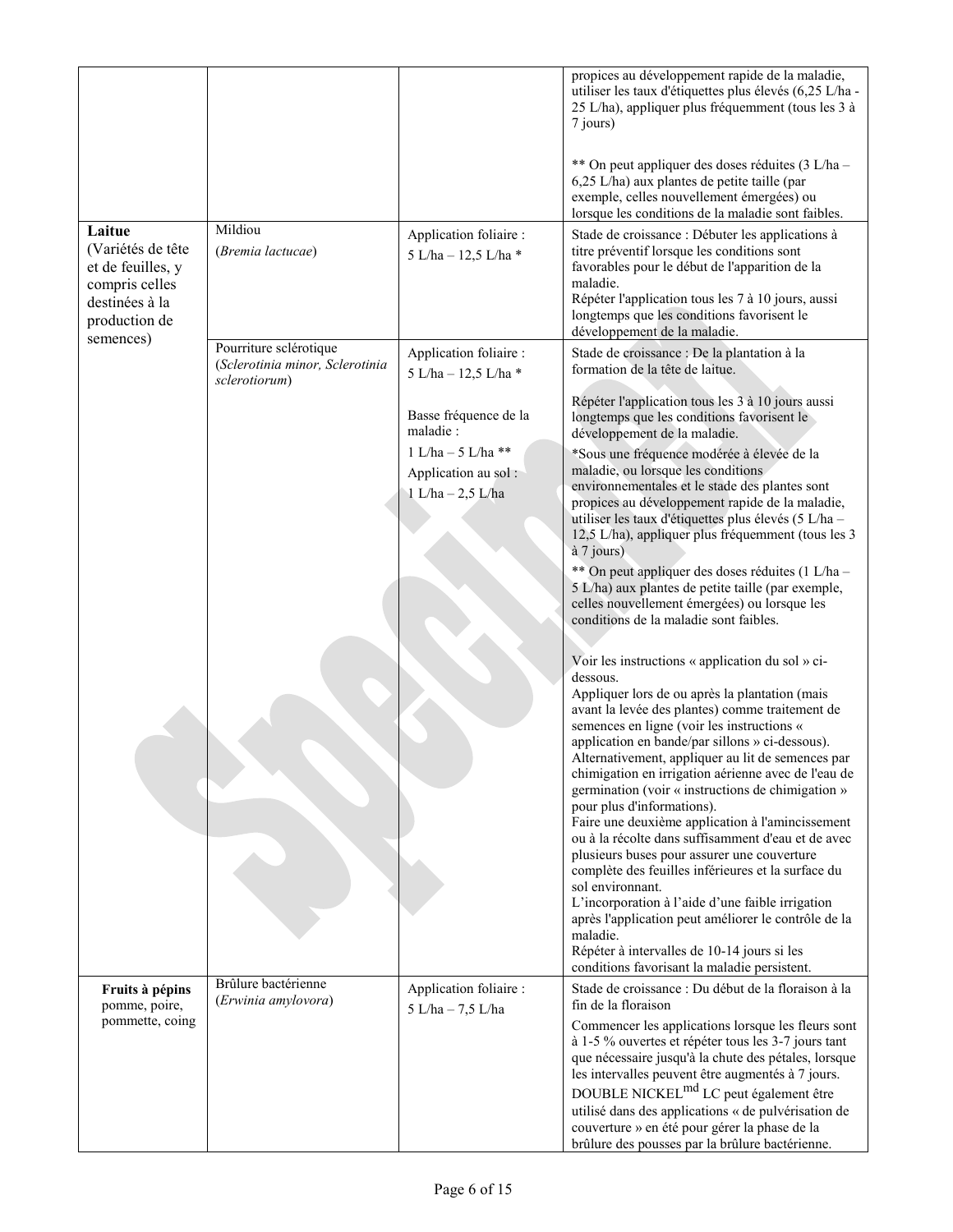| | | | |
|---|---|---|---|
| | | | propices au développement rapide de la maladie, utiliser les taux d'étiquettes plus élevés (6,25 L/ha - 25 L/ha), appliquer plus fréquemment (tous les 3 à 7 jours)<br><br>** On peut appliquer des doses réduites (3 L/ha – 6,25 L/ha) aux plantes de petite taille (par exemple, celles nouvellement émergées) ou lorsque les conditions de la maladie sont faibles. |
| **Laitue** (Variétés de tête et de feuilles, y compris celles destinées à la production de semences) | Mildiou<br>(*Bremia lactucae*) | Application foliaire :<br>5 L/ha – 12,5 L/ha * | Stade de croissance : Débuter les applications à titre préventif lorsque les conditions sont favorables pour le début de l'apparition de la maladie.<br>Répéter l'application tous les 7 à 10 jours, aussi longtemps que les conditions favorisent le développement de la maladie. |
| | Pourriture sclérotique<br>(*Sclerotinia minor, Sclerotinia sclerotiorum*) | Application foliaire :<br>5 L/ha – 12,5 L/ha *<br><br>Basse fréquence de la maladie :<br>1 L/ha – 5 L/ha **<br>Application au sol :<br>1 L/ha – 2,5 L/ha | Stade de croissance : De la plantation à la formation de la tête de laitue.<br><br>Répéter l'application tous les 3 à 10 jours aussi longtemps que les conditions favorisent le développement de la maladie.<br>*Sous une fréquence modérée à élevée de la maladie, ou lorsque les conditions environnementales et le stade des plantes sont propices au développement rapide de la maladie, utiliser les taux d'étiquettes plus élevés (5 L/ha – 12,5 L/ha), appliquer plus fréquemment (tous les 3 à 7 jours)<br>** On peut appliquer des doses réduites (1 L/ha – 5 L/ha) aux plantes de petite taille (par exemple, celles nouvellement émergées) ou lorsque les conditions de la maladie sont faibles.<br><br>Voir les instructions « application du sol » ci-dessous.<br>Appliquer lors de ou après la plantation (mais avant la levée des plantes) comme traitement de semences en ligne (voir les instructions « application en bande/par sillons » ci-dessous).<br>Alternativement, appliquer au lit de semences par chimigation en irrigation aérienne avec de l'eau de germination (voir « instructions de chimigation » pour plus d'informations).<br>Faire une deuxième application à l'amincissement ou à la récolte dans suffisamment d'eau et de avec plusieurs buses pour assurer une couverture complète des feuilles inférieures et la surface du sol environnant.<br>L'incorporation à l'aide d'une faible irrigation après l'application peut améliorer le contrôle de la maladie.<br>Répéter à intervalles de 10-14 jours si les conditions favorisant la maladie persistent. |
| **Fruits à pépins** pomme, poire, pommette, coing | Brûlure bactérienne<br>(*Erwinia amylovora*) | Application foliaire :<br>5 L/ha – 7,5 L/ha | Stade de croissance : Du début de la floraison à la fin de la floraison<br>Commencer les applications lorsque les fleurs sont à 1-5 % ouvertes et répéter tous les 3-7 jours tant que nécessaire jusqu'à la chute des pétales, lorsque les intervalles peuvent être augmentés à 7 jours.<br>DOUBLE NICKEL[md] LC peut également être utilisé dans des applications « de pulvérisation de couverture » en été pour gérer la phase de la brûlure des pousses par la brûlure bactérienne. |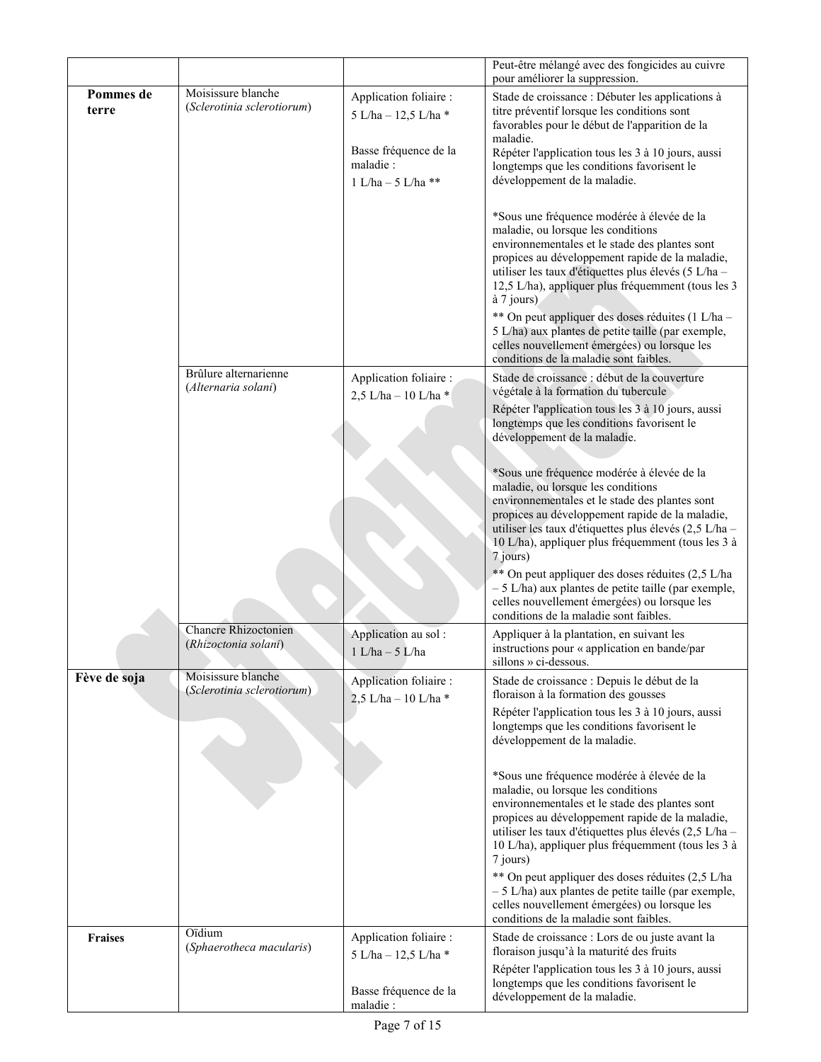| | | | |
|---|---|---|---|
| | | | Peut-être mélangé avec des fongicides au cuivre pour améliorer la suppression. |
| **Pommes de terre** | Moisissure blanche (*Sclerotinia sclerotiorum*) | Application foliaire : 5 L/ha – 12,5 L/ha * <br><br> Basse fréquence de la maladie : 1 L/ha – 5 L/ha ** | Stade de croissance : Débuter les applications à titre préventif lorsque les conditions sont favorables pour le début de l'apparition de la maladie. Répéter l'application tous les 3 à 10 jours, aussi longtemps que les conditions favorisent le développement de la maladie. <br><br> *Sous une fréquence modérée à élevée de la maladie, ou lorsque les conditions environnementales et le stade des plantes sont propices au développement rapide de la maladie, utiliser les taux d'étiquettes plus élevés (5 L/ha – 12,5 L/ha), appliquer plus fréquemment (tous les 3 à 7 jours) <br> ** On peut appliquer des doses réduites (1 L/ha – 5 L/ha) aux plantes de petite taille (par exemple, celles nouvellement émergées) ou lorsque les conditions de la maladie sont faibles. |
| | Brûlure alternarienne (*Alternaria solani*) | Application foliaire : 2,5 L/ha – 10 L/ha * | Stade de croissance : début de la couverture végétale à la formation du tubercule <br> Répéter l'application tous les 3 à 10 jours, aussi longtemps que les conditions favorisent le développement de la maladie. <br><br> *Sous une fréquence modérée à élevée de la maladie, ou lorsque les conditions environnementales et le stade des plantes sont propices au développement rapide de la maladie, utiliser les taux d'étiquettes plus élevés (2,5 L/ha – 10 L/ha), appliquer plus fréquemment (tous les 3 à 7 jours) <br> ** On peut appliquer des doses réduites (2,5 L/ha – 5 L/ha) aux plantes de petite taille (par exemple, celles nouvellement émergées) ou lorsque les conditions de la maladie sont faibles. |
| | Chancre Rhizoctonien (*Rhizoctonia solani*) | Application au sol : 1 L/ha – 5 L/ha | Appliquer à la plantation, en suivant les instructions pour « application en bande/par sillons » ci-dessous. |
| **Fève de soja** | Moisissure blanche (*Sclerotinia sclerotiorum*) | Application foliaire : 2,5 L/ha – 10 L/ha * | Stade de croissance : Depuis le début de la floraison à la formation des gousses <br> Répéter l'application tous les 3 à 10 jours, aussi longtemps que les conditions favorisent le développement de la maladie. <br><br> *Sous une fréquence modérée à élevée de la maladie, ou lorsque les conditions environnementales et le stade des plantes sont propices au développement rapide de la maladie, utiliser les taux d'étiquettes plus élevés (2,5 L/ha – 10 L/ha), appliquer plus fréquemment (tous les 3 à 7 jours) <br> ** On peut appliquer des doses réduites (2,5 L/ha – 5 L/ha) aux plantes de petite taille (par exemple, celles nouvellement émergées) ou lorsque les conditions de la maladie sont faibles. |
| **Fraises** | Oïdium (*Sphaerotheca macularis*) | Application foliaire : 5 L/ha – 12,5 L/ha * <br><br> Basse fréquence de la maladie : | Stade de croissance : Lors de ou juste avant la floraison jusqu'à la maturité des fruits <br> Répéter l'application tous les 3 à 10 jours, aussi longtemps que les conditions favorisent le développement de la maladie. |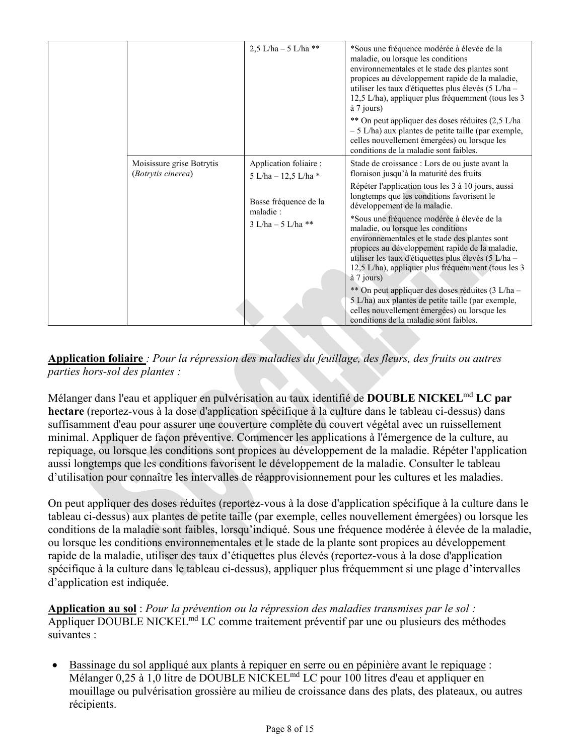| | | 2,5 L/ha – 5 L/ha ** | *Sous une fréquence modérée à élevée de la maladie, ou lorsque les conditions environnementales et le stade des plantes sont propices au développement rapide de la maladie, utiliser les taux d'étiquettes plus élevés (5 L/ha – 12,5 L/ha), appliquer plus fréquemment (tous les 3 à 7 jours)<br>** On peut appliquer des doses réduites (2,5 L/ha – 5 L/ha) aux plantes de petite taille (par exemple, celles nouvellement émergées) ou lorsque les conditions de la maladie sont faibles. |
|---|---|---|---|
| | Moisissure grise Botrytis (*Botrytis cinerea*) | Application foliaire :<br>5 L/ha – 12,5 L/ha *<br><br>Basse fréquence de la maladie :<br>3 L/ha – 5 L/ha ** | Stade de croissance : Lors de ou juste avant la floraison jusqu'à la maturité des fruits<br>Répéter l'application tous les 3 à 10 jours, aussi longtemps que les conditions favorisent le développement de la maladie.<br>*Sous une fréquence modérée à élevée de la maladie, ou lorsque les conditions environnementales et le stade des plantes sont propices au développement rapide de la maladie, utiliser les taux d'étiquettes plus élevés (5 L/ha – 12,5 L/ha), appliquer plus fréquemment (tous les 3 à 7 jours)<br>** On peut appliquer des doses réduites (3 L/ha – 5 L/ha) aux plantes de petite taille (par exemple, celles nouvellement émergées) ou lorsque les conditions de la maladie sont faibles. |

**Application foliaire** *: Pour la répression des maladies du feuillage, des fleurs, des fruits ou autres parties hors-sol des plantes :*

Mélanger dans l'eau et appliquer en pulvérisation au taux identifié de **DOUBLE NICKEL**[md] **LC par hectare** (reportez-vous à la dose d'application spécifique à la culture dans le tableau ci-dessus) dans suffisamment d'eau pour assurer une couverture complète du couvert végétal avec un ruissellement minimal. Appliquer de façon préventive. Commencer les applications à l'émergence de la culture, au repiquage, ou lorsque les conditions sont propices au développement de la maladie. Répéter l'application aussi longtemps que les conditions favorisent le développement de la maladie. Consulter le tableau d'utilisation pour connaître les intervalles de réapprovisionnement pour les cultures et les maladies.

On peut appliquer des doses réduites (reportez-vous à la dose d'application spécifique à la culture dans le tableau ci-dessus) aux plantes de petite taille (par exemple, celles nouvellement émergées) ou lorsque les conditions de la maladie sont faibles, lorsqu'indiqué. Sous une fréquence modérée à élevée de la maladie, ou lorsque les conditions environnementales et le stade de la plante sont propices au développement rapide de la maladie, utiliser des taux d'étiquettes plus élevés (reportez-vous à la dose d'application spécifique à la culture dans le tableau ci-dessus), appliquer plus fréquemment si une plage d'intervalles d'application est indiquée.

**Application au sol** : *Pour la prévention ou la répression des maladies transmises par le sol :*
Appliquer DOUBLE NICKEL[md] LC comme traitement préventif par une ou plusieurs des méthodes suivantes :

- Bassinage du sol appliqué aux plants à repiquer en serre ou en pépinière avant le repiquage : Mélanger 0,25 à 1,0 litre de DOUBLE NICKEL[md] LC pour 100 litres d'eau et appliquer en mouillage ou pulvérisation grossière au milieu de croissance dans des plats, des plateaux, ou autres récipients.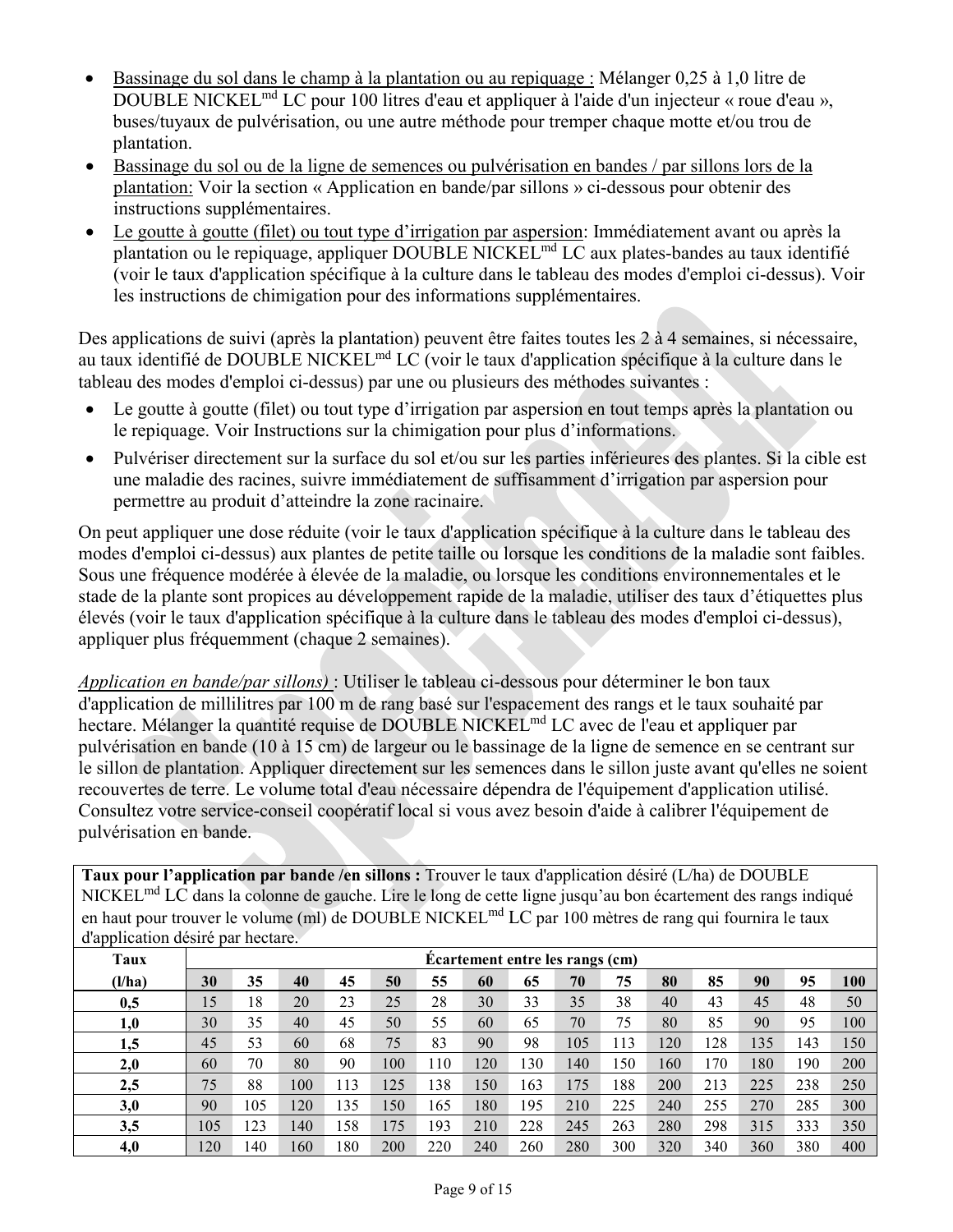- Bassinage du sol dans le champ à la plantation ou au repiquage : Mélanger 0,25 à 1,0 litre de DOUBLE NICKEL[md] LC pour 100 litres d'eau et appliquer à l'aide d'un injecteur « roue d'eau », buses/tuyaux de pulvérisation, ou une autre méthode pour tremper chaque motte et/ou trou de plantation.
- Bassinage du sol ou de la ligne de semences ou pulvérisation en bandes / par sillons lors de la plantation: Voir la section « Application en bande/par sillons » ci-dessous pour obtenir des instructions supplémentaires.
- Le goutte à goutte (filet) ou tout type d'irrigation par aspersion: Immédiatement avant ou après la plantation ou le repiquage, appliquer DOUBLE NICKEL[md] LC aux plates-bandes au taux identifié (voir le taux d'application spécifique à la culture dans le tableau des modes d'emploi ci-dessus). Voir les instructions de chimigation pour des informations supplémentaires.

Des applications de suivi (après la plantation) peuvent être faites toutes les 2 à 4 semaines, si nécessaire, au taux identifié de DOUBLE NICKEL[md] LC (voir le taux d'application spécifique à la culture dans le tableau des modes d'emploi ci-dessus) par une ou plusieurs des méthodes suivantes :

- Le goutte à goutte (filet) ou tout type d'irrigation par aspersion en tout temps après la plantation ou le repiquage. Voir Instructions sur la chimigation pour plus d'informations.
- Pulvériser directement sur la surface du sol et/ou sur les parties inférieures des plantes. Si la cible est une maladie des racines, suivre immédiatement de suffisamment d'irrigation par aspersion pour permettre au produit d'atteindre la zone racinaire.

On peut appliquer une dose réduite (voir le taux d'application spécifique à la culture dans le tableau des modes d'emploi ci-dessus) aux plantes de petite taille ou lorsque les conditions de la maladie sont faibles. Sous une fréquence modérée à élevée de la maladie, ou lorsque les conditions environnementales et le stade de la plante sont propices au développement rapide de la maladie, utiliser des taux d'étiquettes plus élevés (voir le taux d'application spécifique à la culture dans le tableau des modes d'emploi ci-dessus), appliquer plus fréquemment (chaque 2 semaines).

*Application en bande/par sillons)* : Utiliser le tableau ci-dessous pour déterminer le bon taux d'application de millilitres par 100 m de rang basé sur l'espacement des rangs et le taux souhaité par hectare. Mélanger la quantité requise de DOUBLE NICKEL[md] LC avec de l'eau et appliquer par pulvérisation en bande (10 à 15 cm) de largeur ou le bassinage de la ligne de semence en se centrant sur le sillon de plantation. Appliquer directement sur les semences dans le sillon juste avant qu'elles ne soient recouvertes de terre. Le volume total d'eau nécessaire dépendra de l'équipement d'application utilisé. Consultez votre service-conseil coopératif local si vous avez besoin d'aide à calibrer l'équipement de pulvérisation en bande.

**Taux pour l'application par bande /en sillons :** Trouver le taux d'application désiré (L/ha) de DOUBLE NICKEL[md] LC dans la colonne de gauche. Lire le long de cette ligne jusqu'au bon écartement des rangs indiqué en haut pour trouver le volume (ml) de DOUBLE NICKEL[md] LC par 100 mètres de rang qui fournira le taux d'application désiré par hectare.

| Taux | Écartement entre les rangs (cm) | | | | | | | | | | | | | | |
|---|---|---|---|---|---|---|---|---|---|---|---|---|---|---|---|
| (l/ha) | 30 | 35 | 40 | 45 | 50 | 55 | 60 | 65 | 70 | 75 | 80 | 85 | 90 | 95 | 100 |
| 0,5 | 15 | 18 | 20 | 23 | 25 | 28 | 30 | 33 | 35 | 38 | 40 | 43 | 45 | 48 | 50 |
| 1,0 | 30 | 35 | 40 | 45 | 50 | 55 | 60 | 65 | 70 | 75 | 80 | 85 | 90 | 95 | 100 |
| 1,5 | 45 | 53 | 60 | 68 | 75 | 83 | 90 | 98 | 105 | 113 | 120 | 128 | 135 | 143 | 150 |
| 2,0 | 60 | 70 | 80 | 90 | 100 | 110 | 120 | 130 | 140 | 150 | 160 | 170 | 180 | 190 | 200 |
| 2,5 | 75 | 88 | 100 | 113 | 125 | 138 | 150 | 163 | 175 | 188 | 200 | 213 | 225 | 238 | 250 |
| 3,0 | 90 | 105 | 120 | 135 | 150 | 165 | 180 | 195 | 210 | 225 | 240 | 255 | 270 | 285 | 300 |
| 3,5 | 105 | 123 | 140 | 158 | 175 | 193 | 210 | 228 | 245 | 263 | 280 | 298 | 315 | 333 | 350 |
| 4,0 | 120 | 140 | 160 | 180 | 200 | 220 | 240 | 260 | 280 | 300 | 320 | 340 | 360 | 380 | 400 |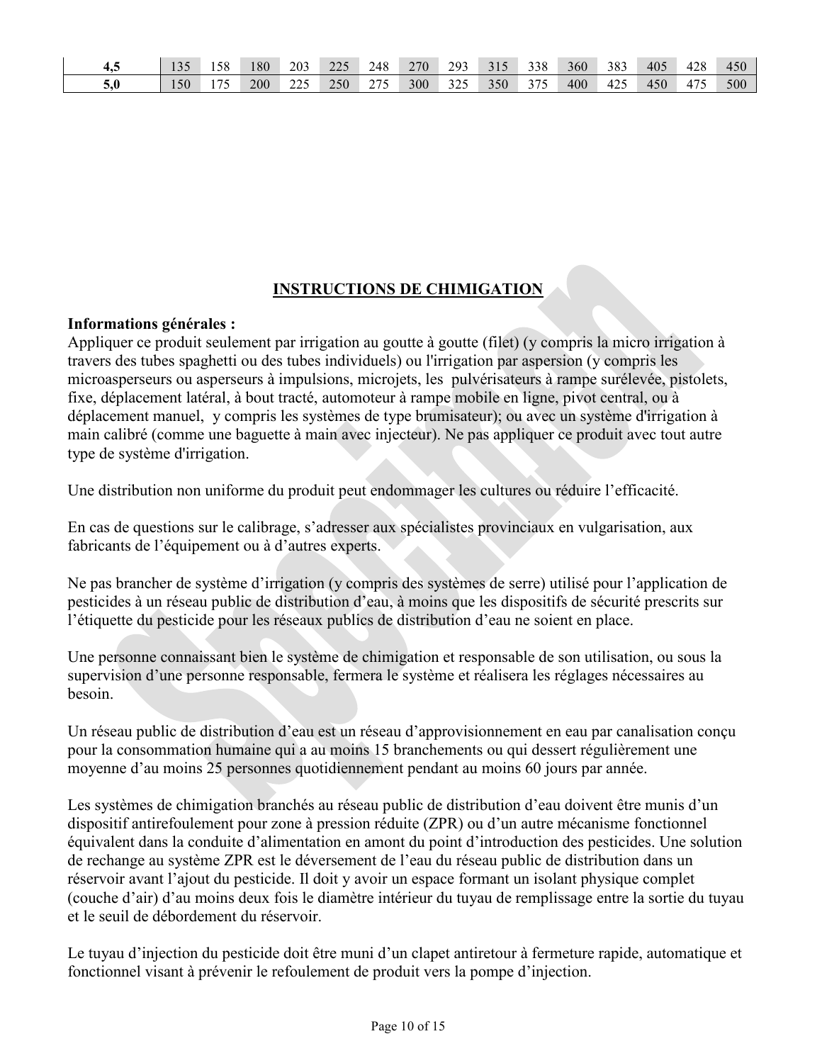| | | | | | | | | | | | | | | | |
|---|---|---|---|---|---|---|---|---|---|---|---|---|---|---|---|
| **4,5** | 135 | 158 | 180 | 203 | 225 | 248 | 270 | 293 | 315 | 338 | 360 | 383 | 405 | 428 | 450 |
| **5,0** | 150 | 175 | 200 | 225 | 250 | 275 | 300 | 325 | 350 | 375 | 400 | 425 | 450 | 475 | 500 |

## INSTRUCTIONS DE CHIMIGATION

**Informations générales :**

Appliquer ce produit seulement par irrigation au goutte à goutte (filet) (y compris la micro irrigation à travers des tubes spaghetti ou des tubes individuels) ou l'irrigation par aspersion (y compris les microasperseurs ou asperseurs à impulsions, microjets, les pulvérisateurs à rampe surélevée, pistolets, fixe, déplacement latéral, à bout tracté, automoteur à rampe mobile en ligne, pivot central, ou à déplacement manuel, y compris les systèmes de type brumisateur); ou avec un système d'irrigation à main calibré (comme une baguette à main avec injecteur). Ne pas appliquer ce produit avec tout autre type de système d'irrigation.

Une distribution non uniforme du produit peut endommager les cultures ou réduire l'efficacité.

En cas de questions sur le calibrage, s'adresser aux spécialistes provinciaux en vulgarisation, aux fabricants de l'équipement ou à d'autres experts.

Ne pas brancher de système d'irrigation (y compris des systèmes de serre) utilisé pour l'application de pesticides à un réseau public de distribution d'eau, à moins que les dispositifs de sécurité prescrits sur l'étiquette du pesticide pour les réseaux publics de distribution d'eau ne soient en place.

Une personne connaissant bien le système de chimigation et responsable de son utilisation, ou sous la supervision d'une personne responsable, fermera le système et réalisera les réglages nécessaires au besoin.

Un réseau public de distribution d'eau est un réseau d'approvisionnement en eau par canalisation conçu pour la consommation humaine qui a au moins 15 branchements ou qui dessert régulièrement une moyenne d'au moins 25 personnes quotidiennement pendant au moins 60 jours par année.

Les systèmes de chimigation branchés au réseau public de distribution d'eau doivent être munis d'un dispositif antirefoulement pour zone à pression réduite (ZPR) ou d'un autre mécanisme fonctionnel équivalent dans la conduite d'alimentation en amont du point d'introduction des pesticides. Une solution de rechange au système ZPR est le déversement de l'eau du réseau public de distribution dans un réservoir avant l'ajout du pesticide. Il doit y avoir un espace formant un isolant physique complet (couche d'air) d'au moins deux fois le diamètre intérieur du tuyau de remplissage entre la sortie du tuyau et le seuil de débordement du réservoir.

Le tuyau d'injection du pesticide doit être muni d'un clapet antiretour à fermeture rapide, automatique et fonctionnel visant à prévenir le refoulement de produit vers la pompe d'injection.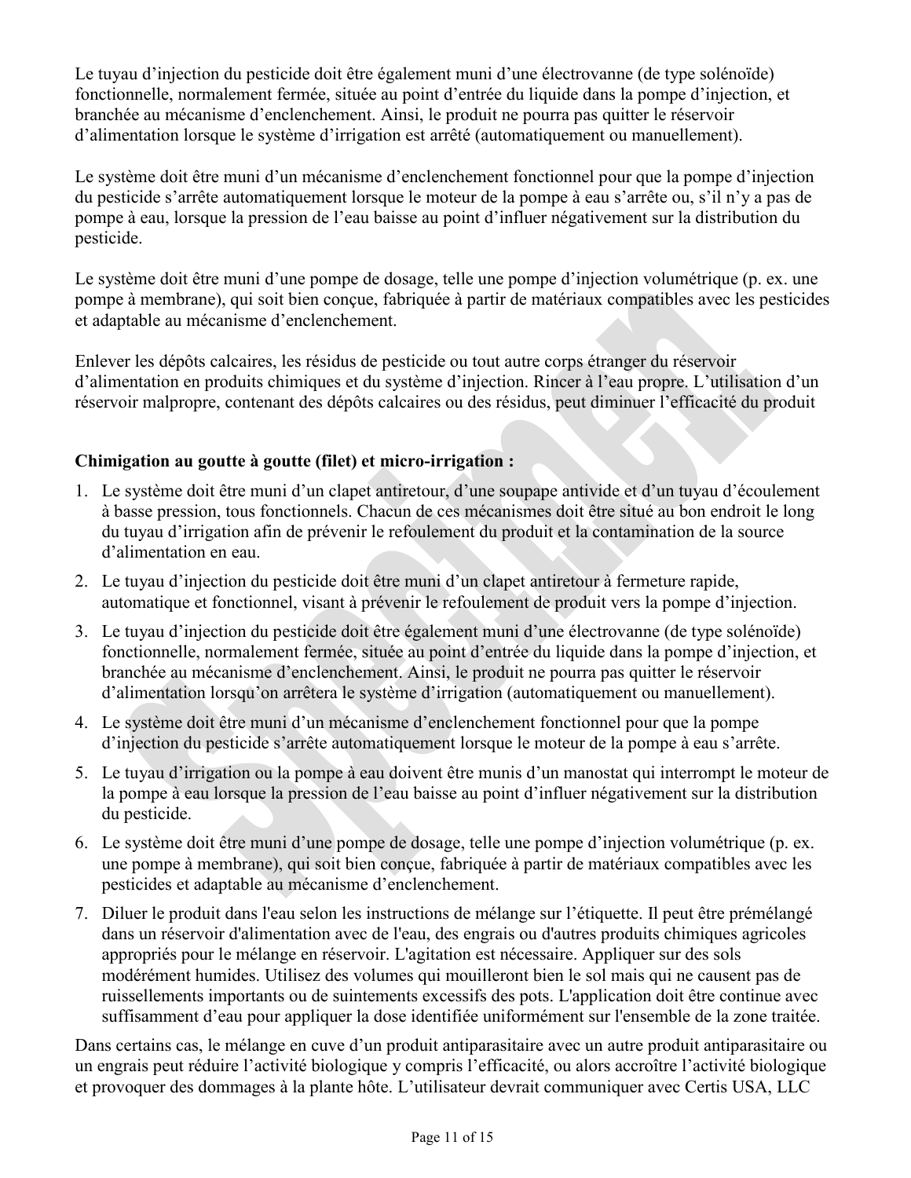Le tuyau d'injection du pesticide doit être également muni d'une électrovanne (de type solénoïde) fonctionnelle, normalement fermée, située au point d'entrée du liquide dans la pompe d'injection, et branchée au mécanisme d'enclenchement. Ainsi, le produit ne pourra pas quitter le réservoir d'alimentation lorsque le système d'irrigation est arrêté (automatiquement ou manuellement).

Le système doit être muni d'un mécanisme d'enclenchement fonctionnel pour que la pompe d'injection du pesticide s'arrête automatiquement lorsque le moteur de la pompe à eau s'arrête ou, s'il n'y a pas de pompe à eau, lorsque la pression de l'eau baisse au point d'influer négativement sur la distribution du pesticide.

Le système doit être muni d'une pompe de dosage, telle une pompe d'injection volumétrique (p. ex. une pompe à membrane), qui soit bien conçue, fabriquée à partir de matériaux compatibles avec les pesticides et adaptable au mécanisme d'enclenchement.

Enlever les dépôts calcaires, les résidus de pesticide ou tout autre corps étranger du réservoir d'alimentation en produits chimiques et du système d'injection. Rincer à l'eau propre. L'utilisation d'un réservoir malpropre, contenant des dépôts calcaires ou des résidus, peut diminuer l'efficacité du produit

**Chimigation au goutte à goutte (filet) et micro-irrigation :**

1. Le système doit être muni d'un clapet antiretour, d'une soupape antivide et d'un tuyau d'écoulement à basse pression, tous fonctionnels. Chacun de ces mécanismes doit être situé au bon endroit le long du tuyau d'irrigation afin de prévenir le refoulement du produit et la contamination de la source d'alimentation en eau.
2. Le tuyau d'injection du pesticide doit être muni d'un clapet antiretour à fermeture rapide, automatique et fonctionnel, visant à prévenir le refoulement de produit vers la pompe d'injection.
3. Le tuyau d'injection du pesticide doit être également muni d'une électrovanne (de type solénoïde) fonctionnelle, normalement fermée, située au point d'entrée du liquide dans la pompe d'injection, et branchée au mécanisme d'enclenchement. Ainsi, le produit ne pourra pas quitter le réservoir d'alimentation lorsqu'on arrêtera le système d'irrigation (automatiquement ou manuellement).
4. Le système doit être muni d'un mécanisme d'enclenchement fonctionnel pour que la pompe d'injection du pesticide s'arrête automatiquement lorsque le moteur de la pompe à eau s'arrête.
5. Le tuyau d'irrigation ou la pompe à eau doivent être munis d'un manostat qui interrompt le moteur de la pompe à eau lorsque la pression de l'eau baisse au point d'influer négativement sur la distribution du pesticide.
6. Le système doit être muni d'une pompe de dosage, telle une pompe d'injection volumétrique (p. ex. une pompe à membrane), qui soit bien conçue, fabriquée à partir de matériaux compatibles avec les pesticides et adaptable au mécanisme d'enclenchement.
7. Diluer le produit dans l'eau selon les instructions de mélange sur l'étiquette. Il peut être prémélangé dans un réservoir d'alimentation avec de l'eau, des engrais ou d'autres produits chimiques agricoles appropriés pour le mélange en réservoir. L'agitation est nécessaire. Appliquer sur des sols modérément humides. Utilisez des volumes qui mouilleront bien le sol mais qui ne causent pas de ruissellements importants ou de suintements excessifs des pots. L'application doit être continue avec suffisamment d'eau pour appliquer la dose identifiée uniformément sur l'ensemble de la zone traitée.

Dans certains cas, le mélange en cuve d'un produit antiparasitaire avec un autre produit antiparasitaire ou un engrais peut réduire l'activité biologique y compris l'efficacité, ou alors accroître l'activité biologique et provoquer des dommages à la plante hôte. L'utilisateur devrait communiquer avec Certis USA, LLC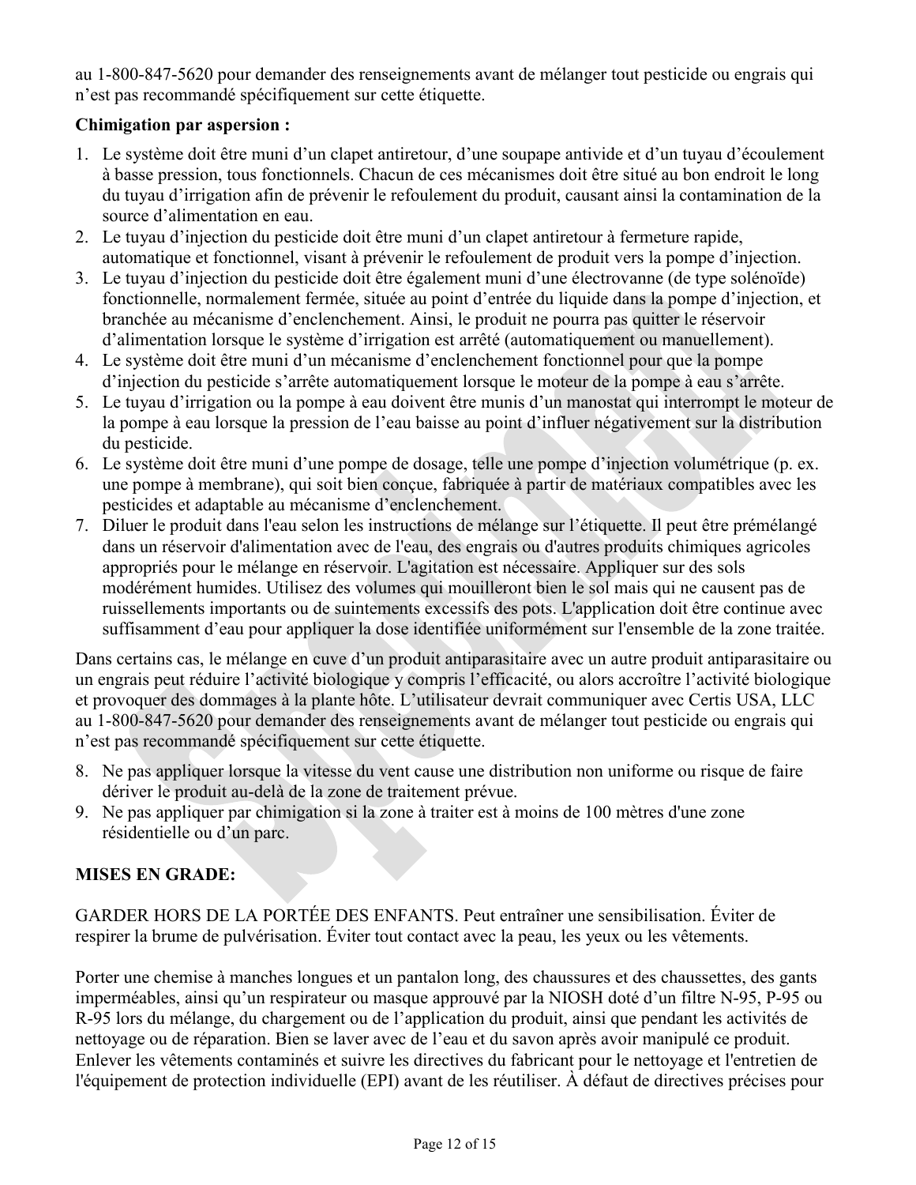au 1-800-847-5620 pour demander des renseignements avant de mélanger tout pesticide ou engrais qui n'est pas recommandé spécifiquement sur cette étiquette.

**Chimigation par aspersion :**

1. Le système doit être muni d'un clapet antiretour, d'une soupape antivide et d'un tuyau d'écoulement à basse pression, tous fonctionnels. Chacun de ces mécanismes doit être situé au bon endroit le long du tuyau d'irrigation afin de prévenir le refoulement du produit, causant ainsi la contamination de la source d'alimentation en eau.
2. Le tuyau d'injection du pesticide doit être muni d'un clapet antiretour à fermeture rapide, automatique et fonctionnel, visant à prévenir le refoulement de produit vers la pompe d'injection.
3. Le tuyau d'injection du pesticide doit être également muni d'une électrovanne (de type solénoïde) fonctionnelle, normalement fermée, située au point d'entrée du liquide dans la pompe d'injection, et branchée au mécanisme d'enclenchement. Ainsi, le produit ne pourra pas quitter le réservoir d'alimentation lorsque le système d'irrigation est arrêté (automatiquement ou manuellement).
4. Le système doit être muni d'un mécanisme d'enclenchement fonctionnel pour que la pompe d'injection du pesticide s'arrête automatiquement lorsque le moteur de la pompe à eau s'arrête.
5. Le tuyau d'irrigation ou la pompe à eau doivent être munis d'un manostat qui interrompt le moteur de la pompe à eau lorsque la pression de l'eau baisse au point d'influer négativement sur la distribution du pesticide.
6. Le système doit être muni d'une pompe de dosage, telle une pompe d'injection volumétrique (p. ex. une pompe à membrane), qui soit bien conçue, fabriquée à partir de matériaux compatibles avec les pesticides et adaptable au mécanisme d'enclenchement.
7. Diluer le produit dans l'eau selon les instructions de mélange sur l'étiquette. Il peut être prémélangé dans un réservoir d'alimentation avec de l'eau, des engrais ou d'autres produits chimiques agricoles appropriés pour le mélange en réservoir. L'agitation est nécessaire. Appliquer sur des sols modérément humides. Utilisez des volumes qui mouilleront bien le sol mais qui ne causent pas de ruissellements importants ou de suintements excessifs des pots. L'application doit être continue avec suffisamment d'eau pour appliquer la dose identifiée uniformément sur l'ensemble de la zone traitée.

Dans certains cas, le mélange en cuve d'un produit antiparasitaire avec un autre produit antiparasitaire ou un engrais peut réduire l'activité biologique y compris l'efficacité, ou alors accroître l'activité biologique et provoquer des dommages à la plante hôte. L'utilisateur devrait communiquer avec Certis USA, LLC au 1-800-847-5620 pour demander des renseignements avant de mélanger tout pesticide ou engrais qui n'est pas recommandé spécifiquement sur cette étiquette.

8. Ne pas appliquer lorsque la vitesse du vent cause une distribution non uniforme ou risque de faire dériver le produit au-delà de la zone de traitement prévue.
9. Ne pas appliquer par chimigation si la zone à traiter est à moins de 100 mètres d'une zone résidentielle ou d'un parc.

**MISES EN GRADE:**

GARDER HORS DE LA PORTÉE DES ENFANTS. Peut entraîner une sensibilisation. Éviter de respirer la brume de pulvérisation. Éviter tout contact avec la peau, les yeux ou les vêtements.

Porter une chemise à manches longues et un pantalon long, des chaussures et des chaussettes, des gants imperméables, ainsi qu'un respirateur ou masque approuvé par la NIOSH doté d'un filtre N-95, P-95 ou R-95 lors du mélange, du chargement ou de l'application du produit, ainsi que pendant les activités de nettoyage ou de réparation. Bien se laver avec de l'eau et du savon après avoir manipulé ce produit. Enlever les vêtements contaminés et suivre les directives du fabricant pour le nettoyage et l'entretien de l'équipement de protection individuelle (EPI) avant de les réutiliser. À défaut de directives précises pour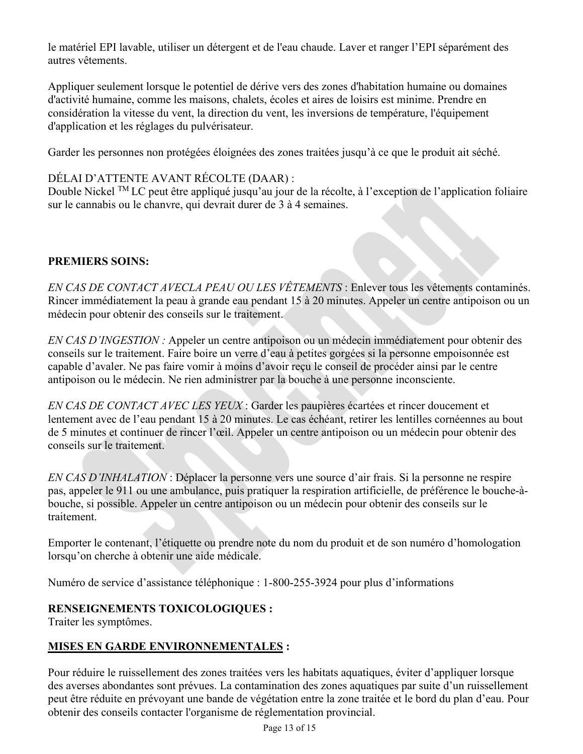le matériel EPI lavable, utiliser un détergent et de l'eau chaude. Laver et ranger l'EPI séparément des autres vêtements.

Appliquer seulement lorsque le potentiel de dérive vers des zones d'habitation humaine ou domaines d'activité humaine, comme les maisons, chalets, écoles et aires de loisirs est minime. Prendre en considération la vitesse du vent, la direction du vent, les inversions de température, l'équipement d'application et les réglages du pulvérisateur.

Garder les personnes non protégées éloignées des zones traitées jusqu'à ce que le produit ait séché.

DÉLAI D'ATTENTE AVANT RÉCOLTE (DAAR) :
Double Nickel TM LC peut être appliqué jusqu'au jour de la récolte, à l'exception de l'application foliaire sur le cannabis ou le chanvre, qui devrait durer de 3 à 4 semaines.

**PREMIERS SOINS:**

*EN CAS DE CONTACT AVECLA PEAU OU LES VÊTEMENTS* : Enlever tous les vêtements contaminés. Rincer immédiatement la peau à grande eau pendant 15 à 20 minutes. Appeler un centre antipoison ou un médecin pour obtenir des conseils sur le traitement.

*EN CAS D'INGESTION :* Appeler un centre antipoison ou un médecin immédiatement pour obtenir des conseils sur le traitement. Faire boire un verre d'eau à petites gorgées si la personne empoisonnée est capable d'avaler. Ne pas faire vomir à moins d'avoir reçu le conseil de procéder ainsi par le centre antipoison ou le médecin. Ne rien administrer par la bouche à une personne inconsciente.

*EN CAS DE CONTACT AVEC LES YEUX* : Garder les paupières écartées et rincer doucement et lentement avec de l'eau pendant 15 à 20 minutes. Le cas échéant, retirer les lentilles cornéennes au bout de 5 minutes et continuer de rincer l'œil. Appeler un centre antipoison ou un médecin pour obtenir des conseils sur le traitement.

*EN CAS D'INHALATION* : Déplacer la personne vers une source d'air frais. Si la personne ne respire pas, appeler le 911 ou une ambulance, puis pratiquer la respiration artificielle, de préférence le bouche-à-bouche, si possible. Appeler un centre antipoison ou un médecin pour obtenir des conseils sur le traitement.

Emporter le contenant, l'étiquette ou prendre note du nom du produit et de son numéro d'homologation lorsqu'on cherche à obtenir une aide médicale.

Numéro de service d'assistance téléphonique : 1-800-255-3924 pour plus d'informations

**RENSEIGNEMENTS TOXICOLOGIQUES :**
Traiter les symptômes.

**MISES EN GARDE ENVIRONNEMENTALES :**

Pour réduire le ruissellement des zones traitées vers les habitats aquatiques, éviter d'appliquer lorsque des averses abondantes sont prévues. La contamination des zones aquatiques par suite d'un ruissellement peut être réduite en prévoyant une bande de végétation entre la zone traitée et le bord du plan d'eau. Pour obtenir des conseils contacter l'organisme de réglementation provincial.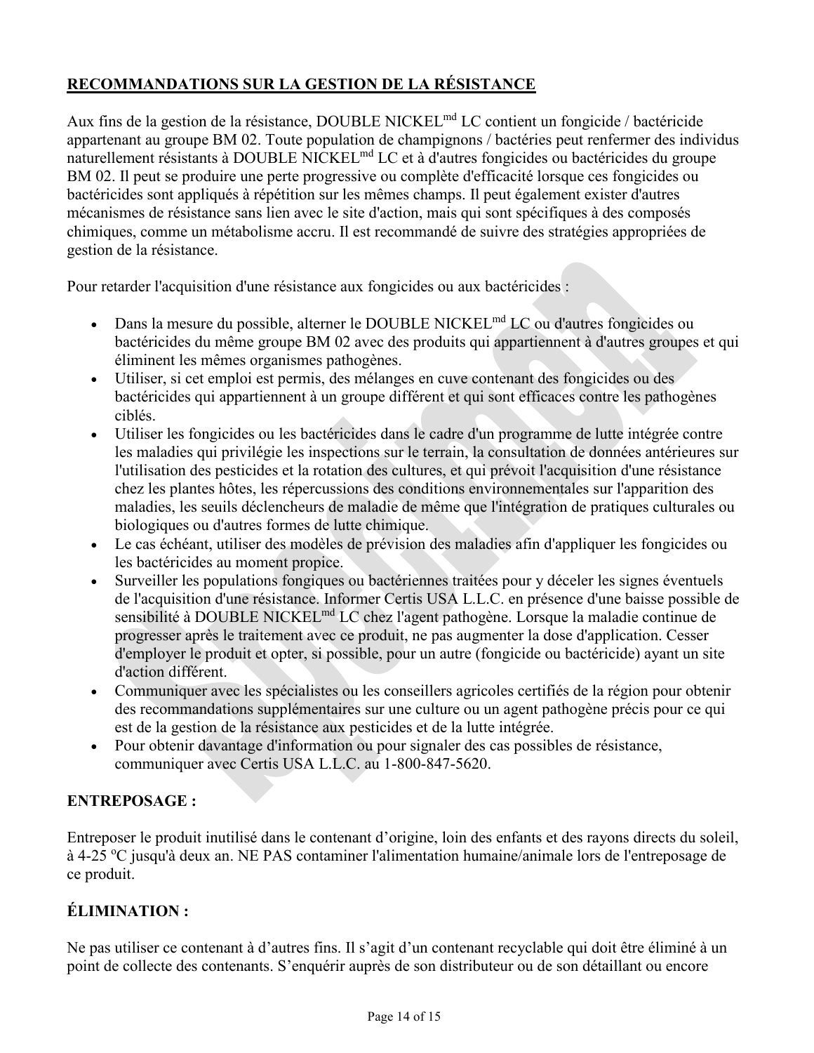**RECOMMANDATIONS SUR LA GESTION DE LA RÉSISTANCE**

Aux fins de la gestion de la résistance, DOUBLE NICKEL[md] LC contient un fongicide / bactéricide appartenant au groupe BM 02. Toute population de champignons / bactéries peut renfermer des individus naturellement résistants à DOUBLE NICKEL[md] LC et à d'autres fongicides ou bactéricides du groupe BM 02. Il peut se produire une perte progressive ou complète d'efficacité lorsque ces fongicides ou bactéricides sont appliqués à répétition sur les mêmes champs. Il peut également exister d'autres mécanismes de résistance sans lien avec le site d'action, mais qui sont spécifiques à des composés chimiques, comme un métabolisme accru. Il est recommandé de suivre des stratégies appropriées de gestion de la résistance.

Pour retarder l'acquisition d'une résistance aux fongicides ou aux bactéricides :

- Dans la mesure du possible, alterner le DOUBLE NICKEL[md] LC ou d'autres fongicides ou bactéricides du même groupe BM 02 avec des produits qui appartiennent à d'autres groupes et qui éliminent les mêmes organismes pathogènes.
- Utiliser, si cet emploi est permis, des mélanges en cuve contenant des fongicides ou des bactéricides qui appartiennent à un groupe différent et qui sont efficaces contre les pathogènes ciblés.
- Utiliser les fongicides ou les bactéricides dans le cadre d'un programme de lutte intégrée contre les maladies qui privilégie les inspections sur le terrain, la consultation de données antérieures sur l'utilisation des pesticides et la rotation des cultures, et qui prévoit l'acquisition d'une résistance chez les plantes hôtes, les répercussions des conditions environnementales sur l'apparition des maladies, les seuils déclencheurs de maladie de même que l'intégration de pratiques culturales ou biologiques ou d'autres formes de lutte chimique.
- Le cas échéant, utiliser des modèles de prévision des maladies afin d'appliquer les fongicides ou les bactéricides au moment propice.
- Surveiller les populations fongiques ou bactériennes traitées pour y déceler les signes éventuels de l'acquisition d'une résistance. Informer Certis USA L.L.C. en présence d'une baisse possible de sensibilité à DOUBLE NICKEL[md] LC chez l'agent pathogène. Lorsque la maladie continue de progresser après le traitement avec ce produit, ne pas augmenter la dose d'application. Cesser d'employer le produit et opter, si possible, pour un autre (fongicide ou bactéricide) ayant un site d'action différent.
- Communiquer avec les spécialistes ou les conseillers agricoles certifiés de la région pour obtenir des recommandations supplémentaires sur une culture ou un agent pathogène précis pour ce qui est de la gestion de la résistance aux pesticides et de la lutte intégrée.
- Pour obtenir davantage d'information ou pour signaler des cas possibles de résistance, communiquer avec Certis USA L.L.C. au 1-800-847-5620.

**ENTREPOSAGE :**

Entreposer le produit inutilisé dans le contenant d'origine, loin des enfants et des rayons directs du soleil, à 4-25 °C jusqu'à deux an. NE PAS contaminer l'alimentation humaine/animale lors de l'entreposage de ce produit.

**ÉLIMINATION :**

Ne pas utiliser ce contenant à d'autres fins. Il s'agit d'un contenant recyclable qui doit être éliminé à un point de collecte des contenants. S'enquérir auprès de son distributeur ou de son détaillant ou encore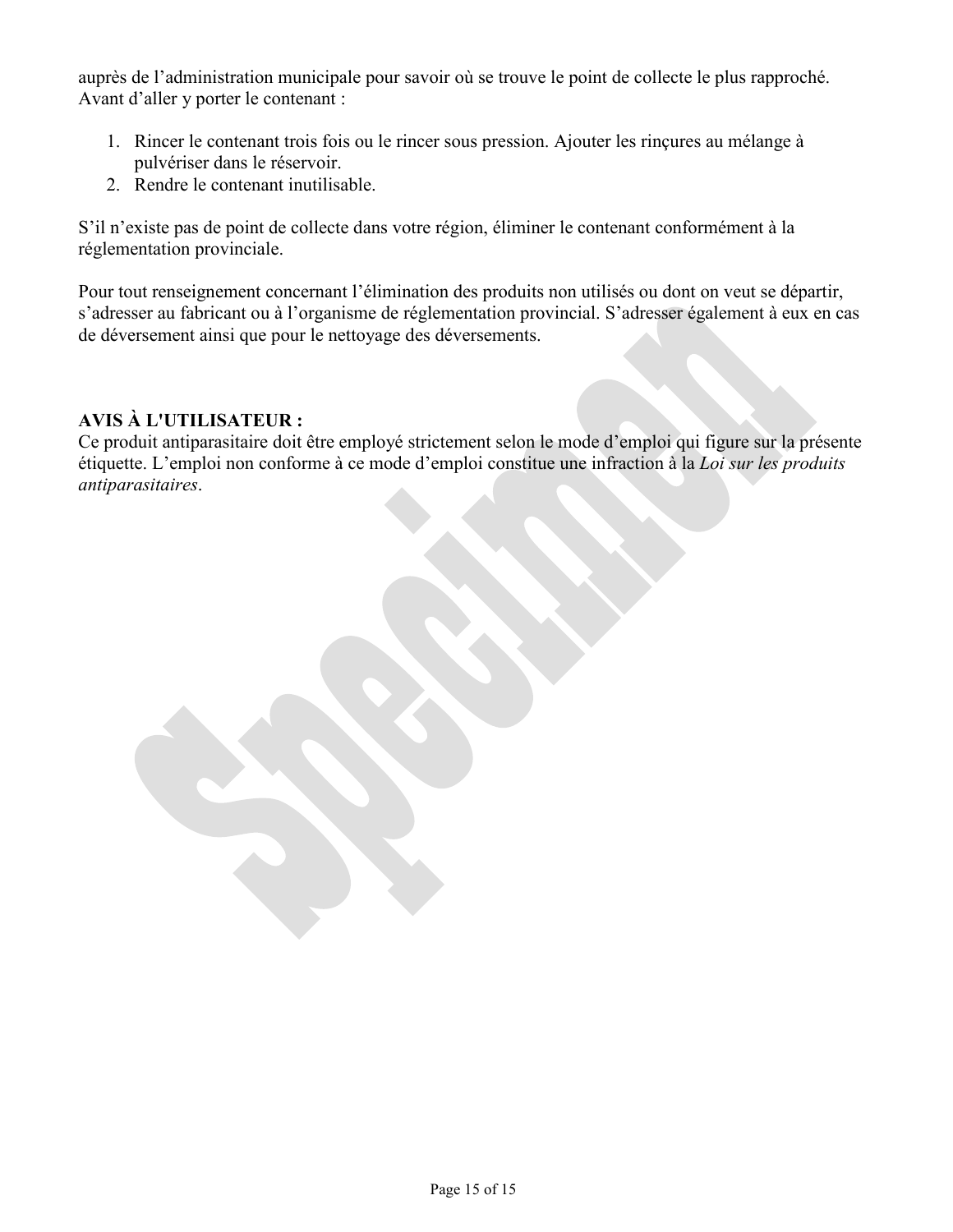auprès de l'administration municipale pour savoir où se trouve le point de collecte le plus rapproché. Avant d'aller y porter le contenant :

1. Rincer le contenant trois fois ou le rincer sous pression. Ajouter les rinçures au mélange à pulvériser dans le réservoir.
2. Rendre le contenant inutilisable.

S'il n'existe pas de point de collecte dans votre région, éliminer le contenant conformément à la réglementation provinciale.

Pour tout renseignement concernant l'élimination des produits non utilisés ou dont on veut se départir, s'adresser au fabricant ou à l'organisme de réglementation provincial. S'adresser également à eux en cas de déversement ainsi que pour le nettoyage des déversements.

**AVIS À L'UTILISATEUR :**
Ce produit antiparasitaire doit être employé strictement selon le mode d'emploi qui figure sur la présente étiquette. L'emploi non conforme à ce mode d'emploi constitue une infraction à la *Loi sur les produits antiparasitaires*.